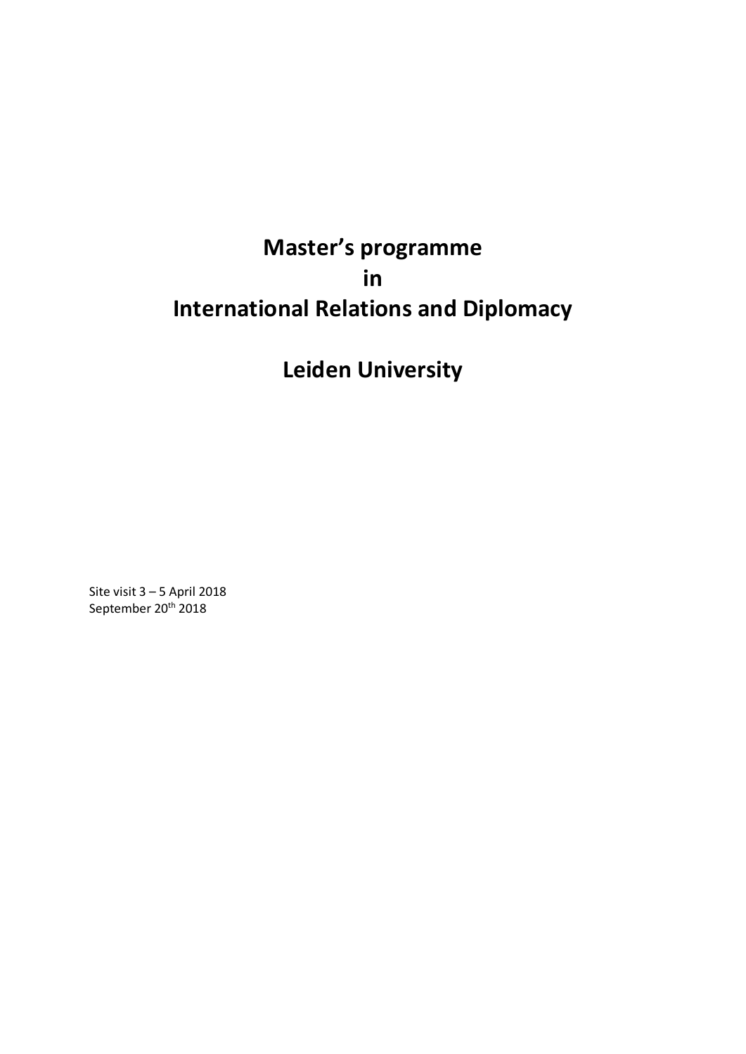# Master's programme
# in
# International Relations and Diplomacy

# Leiden University

Site visit 3 – 5 April 2018
September 20th 2018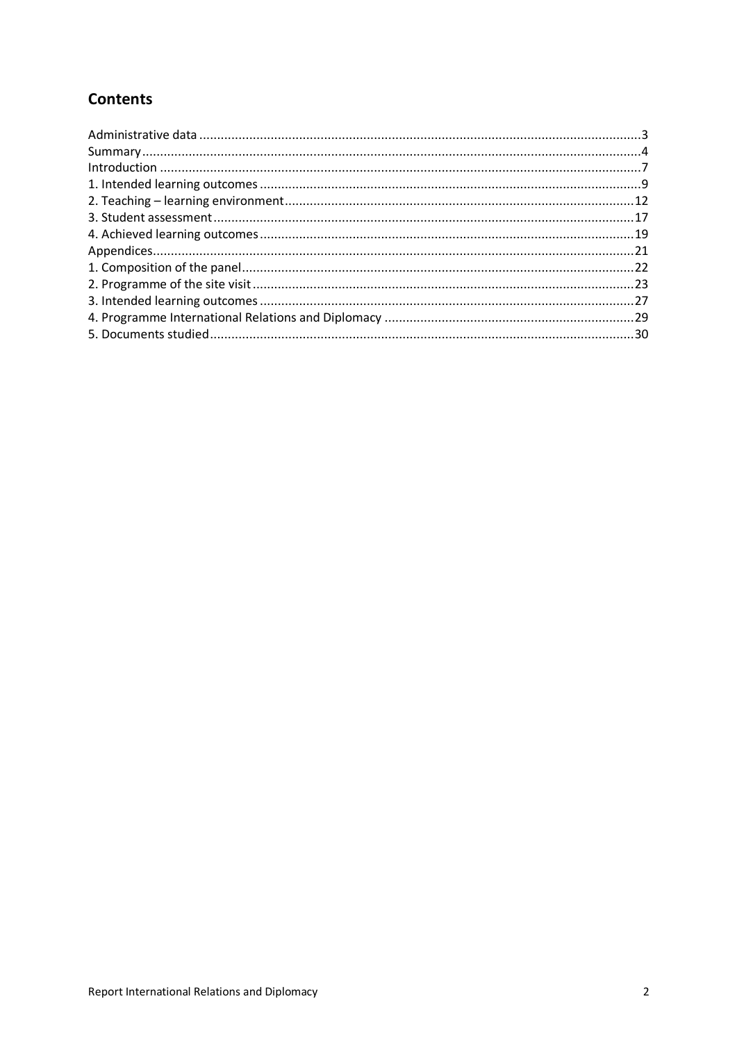## Contents

Administrative data ....................................................................................................................3
Summary....................................................................................................................................4
Introduction ...............................................................................................................................7
1. Intended learning outcomes ...................................................................................................9
2. Teaching – learning environment...........................................................................................12
3. Student assessment...............................................................................................................17
4. Achieved learning outcomes..................................................................................................19
Appendices................................................................................................................................21
1. Composition of the panel.......................................................................................................22
2. Programme of the site visit....................................................................................................23
3. Intended learning outcomes ..................................................................................................27
4. Programme International Relations and Diplomacy .............................................................29
5. Documents studied................................................................................................................30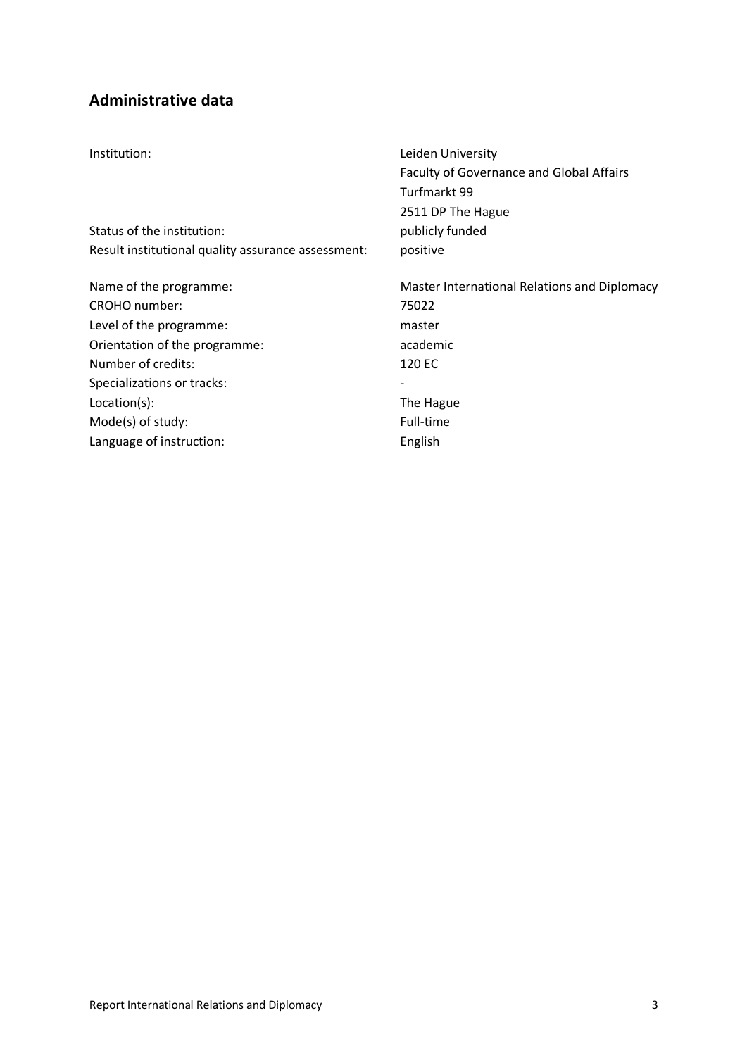## Administrative data

| | |
|---|---|
| Institution: | Leiden University<br>Faculty of Governance and Global Affairs<br>Turfmarkt 99<br>2511 DP The Hague |
| Status of the institution: | publicly funded |
| Result institutional quality assurance assessment: | positive |

| | |
|---|---|
| Name of the programme: | Master International Relations and Diplomacy |
| CROHO number: | 75022 |
| Level of the programme: | master |
| Orientation of the programme: | academic |
| Number of credits: | 120 EC |
| Specializations or tracks: | - |
| Location(s): | The Hague |
| Mode(s) of study: | Full-time |
| Language of instruction: | English |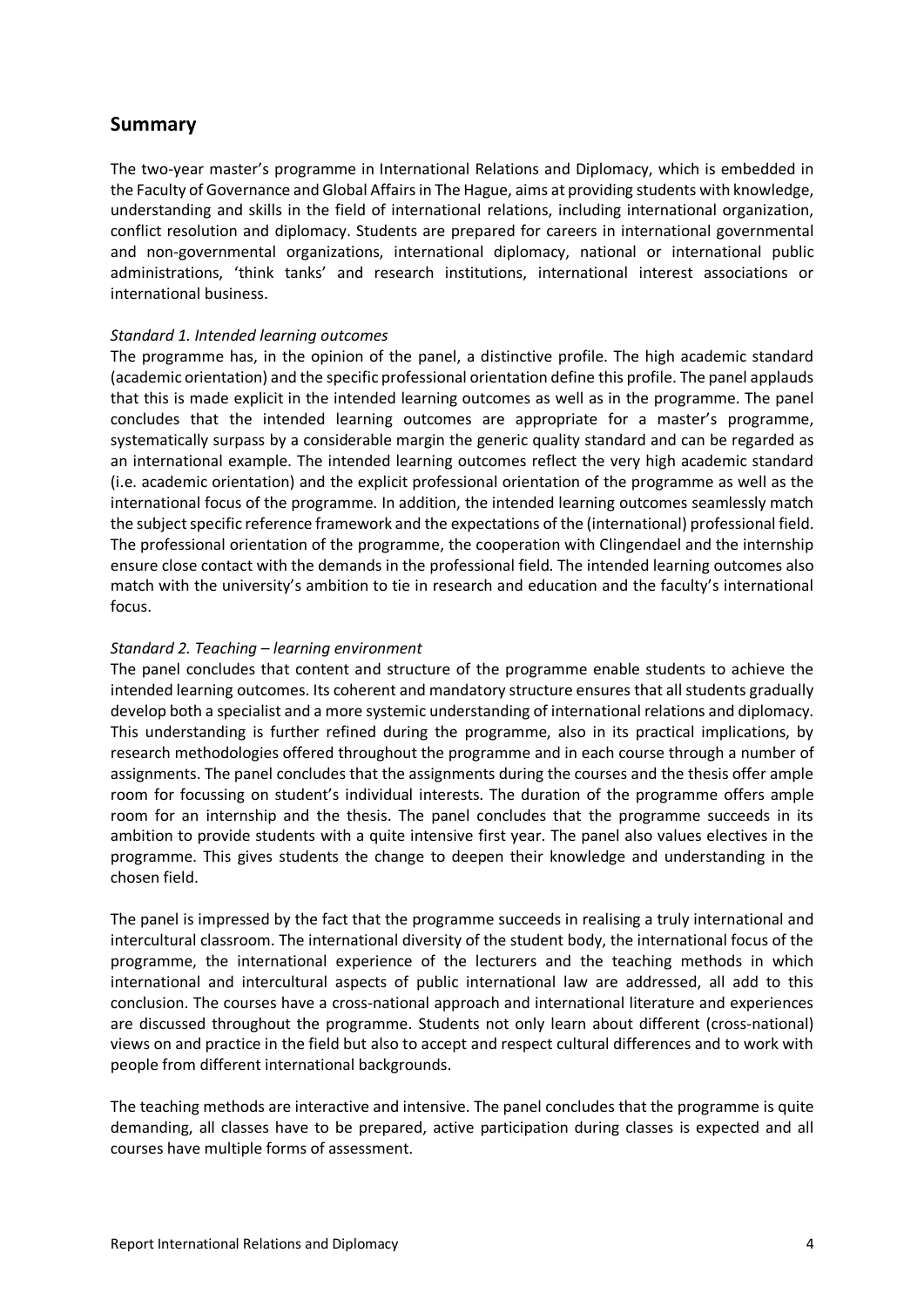## Summary

The two-year master's programme in International Relations and Diplomacy, which is embedded in the Faculty of Governance and Global Affairs in The Hague, aims at providing students with knowledge, understanding and skills in the field of international relations, including international organization, conflict resolution and diplomacy. Students are prepared for careers in international governmental and non-governmental organizations, international diplomacy, national or international public administrations, 'think tanks' and research institutions, international interest associations or international business.

*Standard 1. Intended learning outcomes*

The programme has, in the opinion of the panel, a distinctive profile. The high academic standard (academic orientation) and the specific professional orientation define this profile. The panel applauds that this is made explicit in the intended learning outcomes as well as in the programme. The panel concludes that the intended learning outcomes are appropriate for a master's programme, systematically surpass by a considerable margin the generic quality standard and can be regarded as an international example. The intended learning outcomes reflect the very high academic standard (i.e. academic orientation) and the explicit professional orientation of the programme as well as the international focus of the programme. In addition, the intended learning outcomes seamlessly match the subject specific reference framework and the expectations of the (international) professional field. The professional orientation of the programme, the cooperation with Clingendael and the internship ensure close contact with the demands in the professional field. The intended learning outcomes also match with the university's ambition to tie in research and education and the faculty's international focus.

*Standard 2. Teaching – learning environment*

The panel concludes that content and structure of the programme enable students to achieve the intended learning outcomes. Its coherent and mandatory structure ensures that all students gradually develop both a specialist and a more systemic understanding of international relations and diplomacy. This understanding is further refined during the programme, also in its practical implications, by research methodologies offered throughout the programme and in each course through a number of assignments. The panel concludes that the assignments during the courses and the thesis offer ample room for focussing on student's individual interests. The duration of the programme offers ample room for an internship and the thesis. The panel concludes that the programme succeeds in its ambition to provide students with a quite intensive first year. The panel also values electives in the programme. This gives students the change to deepen their knowledge and understanding in the chosen field.

The panel is impressed by the fact that the programme succeeds in realising a truly international and intercultural classroom. The international diversity of the student body, the international focus of the programme, the international experience of the lecturers and the teaching methods in which international and intercultural aspects of public international law are addressed, all add to this conclusion. The courses have a cross-national approach and international literature and experiences are discussed throughout the programme. Students not only learn about different (cross-national) views on and practice in the field but also to accept and respect cultural differences and to work with people from different international backgrounds.

The teaching methods are interactive and intensive. The panel concludes that the programme is quite demanding, all classes have to be prepared, active participation during classes is expected and all courses have multiple forms of assessment.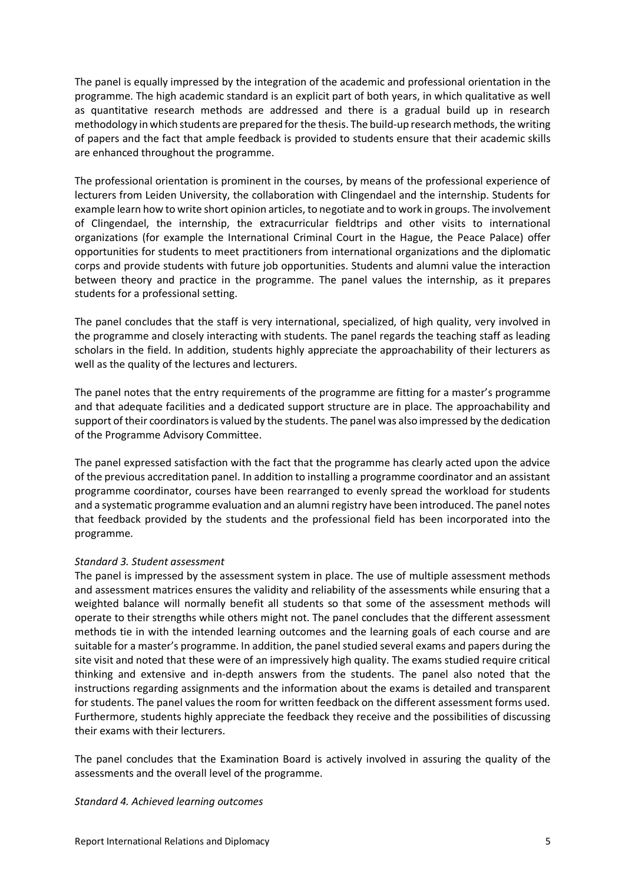The panel is equally impressed by the integration of the academic and professional orientation in the programme. The high academic standard is an explicit part of both years, in which qualitative as well as quantitative research methods are addressed and there is a gradual build up in research methodology in which students are prepared for the thesis. The build-up research methods, the writing of papers and the fact that ample feedback is provided to students ensure that their academic skills are enhanced throughout the programme.

The professional orientation is prominent in the courses, by means of the professional experience of lecturers from Leiden University, the collaboration with Clingendael and the internship. Students for example learn how to write short opinion articles, to negotiate and to work in groups. The involvement of Clingendael, the internship, the extracurricular fieldtrips and other visits to international organizations (for example the International Criminal Court in the Hague, the Peace Palace) offer opportunities for students to meet practitioners from international organizations and the diplomatic corps and provide students with future job opportunities. Students and alumni value the interaction between theory and practice in the programme. The panel values the internship, as it prepares students for a professional setting.

The panel concludes that the staff is very international, specialized, of high quality, very involved in the programme and closely interacting with students. The panel regards the teaching staff as leading scholars in the field. In addition, students highly appreciate the approachability of their lecturers as well as the quality of the lectures and lecturers.

The panel notes that the entry requirements of the programme are fitting for a master's programme and that adequate facilities and a dedicated support structure are in place. The approachability and support of their coordinators is valued by the students. The panel was also impressed by the dedication of the Programme Advisory Committee.

The panel expressed satisfaction with the fact that the programme has clearly acted upon the advice of the previous accreditation panel. In addition to installing a programme coordinator and an assistant programme coordinator, courses have been rearranged to evenly spread the workload for students and a systematic programme evaluation and an alumni registry have been introduced. The panel notes that feedback provided by the students and the professional field has been incorporated into the programme.

*Standard 3. Student assessment*

The panel is impressed by the assessment system in place. The use of multiple assessment methods and assessment matrices ensures the validity and reliability of the assessments while ensuring that a weighted balance will normally benefit all students so that some of the assessment methods will operate to their strengths while others might not. The panel concludes that the different assessment methods tie in with the intended learning outcomes and the learning goals of each course and are suitable for a master's programme. In addition, the panel studied several exams and papers during the site visit and noted that these were of an impressively high quality. The exams studied require critical thinking and extensive and in-depth answers from the students. The panel also noted that the instructions regarding assignments and the information about the exams is detailed and transparent for students. The panel values the room for written feedback on the different assessment forms used. Furthermore, students highly appreciate the feedback they receive and the possibilities of discussing their exams with their lecturers.

The panel concludes that the Examination Board is actively involved in assuring the quality of the assessments and the overall level of the programme.

*Standard 4. Achieved learning outcomes*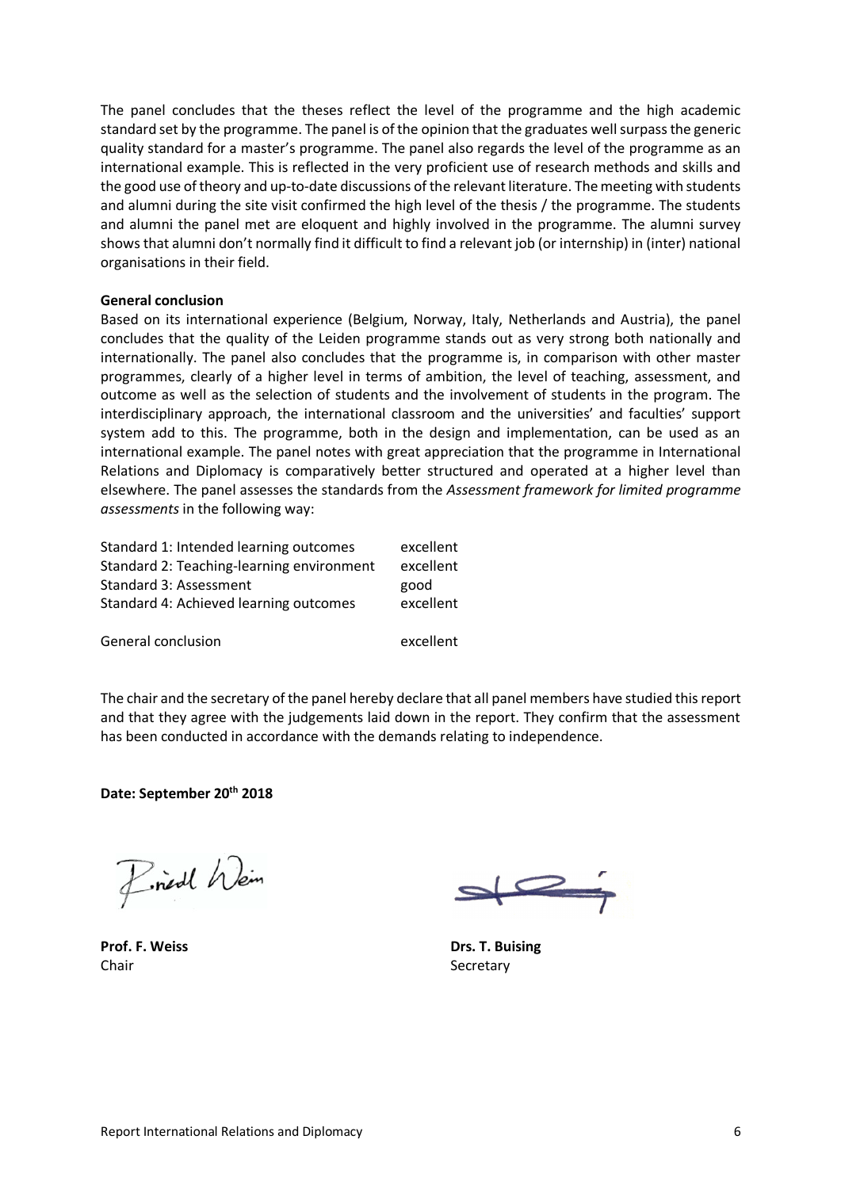The panel concludes that the theses reflect the level of the programme and the high academic standard set by the programme. The panel is of the opinion that the graduates well surpass the generic quality standard for a master's programme. The panel also regards the level of the programme as an international example. This is reflected in the very proficient use of research methods and skills and the good use of theory and up-to-date discussions of the relevant literature. The meeting with students and alumni during the site visit confirmed the high level of the thesis / the programme. The students and alumni the panel met are eloquent and highly involved in the programme. The alumni survey shows that alumni don't normally find it difficult to find a relevant job (or internship) in (inter) national organisations in their field.

**General conclusion**

Based on its international experience (Belgium, Norway, Italy, Netherlands and Austria), the panel concludes that the quality of the Leiden programme stands out as very strong both nationally and internationally. The panel also concludes that the programme is, in comparison with other master programmes, clearly of a higher level in terms of ambition, the level of teaching, assessment, and outcome as well as the selection of students and the involvement of students in the program. The interdisciplinary approach, the international classroom and the universities' and faculties' support system add to this. The programme, both in the design and implementation, can be used as an international example. The panel notes with great appreciation that the programme in International Relations and Diplomacy is comparatively better structured and operated at a higher level than elsewhere. The panel assesses the standards from the *Assessment framework for limited programme assessments* in the following way:

| | |
|---|---|
| Standard 1: Intended learning outcomes | excellent |
| Standard 2: Teaching-learning environment | excellent |
| Standard 3: Assessment | good |
| Standard 4: Achieved learning outcomes | excellent |
| | |
| General conclusion | excellent |

The chair and the secretary of the panel hereby declare that all panel members have studied this report and that they agree with the judgements laid down in the report. They confirm that the assessment has been conducted in accordance with the demands relating to independence.

**Date: September 20th 2018**

**Prof. F. Weiss**
Chair

**Drs. T. Buising**
Secretary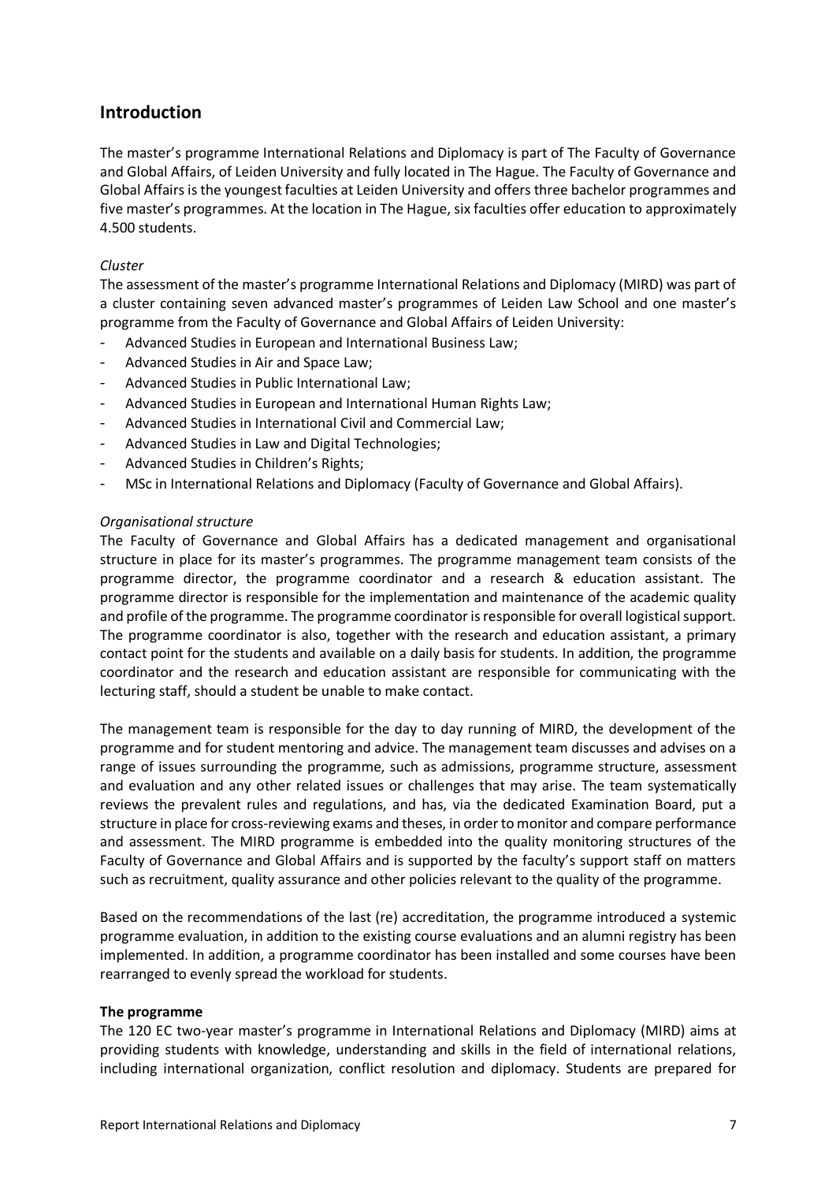## Introduction

The master's programme International Relations and Diplomacy is part of The Faculty of Governance and Global Affairs, of Leiden University and fully located in The Hague. The Faculty of Governance and Global Affairs is the youngest faculties at Leiden University and offers three bachelor programmes and five master's programmes. At the location in The Hague, six faculties offer education to approximately 4.500 students.

*Cluster*

The assessment of the master's programme International Relations and Diplomacy (MIRD) was part of a cluster containing seven advanced master's programmes of Leiden Law School and one master's programme from the Faculty of Governance and Global Affairs of Leiden University:

- Advanced Studies in European and International Business Law;
- Advanced Studies in Air and Space Law;
- Advanced Studies in Public International Law;
- Advanced Studies in European and International Human Rights Law;
- Advanced Studies in International Civil and Commercial Law;
- Advanced Studies in Law and Digital Technologies;
- Advanced Studies in Children's Rights;
- MSc in International Relations and Diplomacy (Faculty of Governance and Global Affairs).

*Organisational structure*

The Faculty of Governance and Global Affairs has a dedicated management and organisational structure in place for its master's programmes. The programme management team consists of the programme director, the programme coordinator and a research & education assistant. The programme director is responsible for the implementation and maintenance of the academic quality and profile of the programme. The programme coordinator is responsible for overall logistical support. The programme coordinator is also, together with the research and education assistant, a primary contact point for the students and available on a daily basis for students. In addition, the programme coordinator and the research and education assistant are responsible for communicating with the lecturing staff, should a student be unable to make contact.

The management team is responsible for the day to day running of MIRD, the development of the programme and for student mentoring and advice. The management team discusses and advises on a range of issues surrounding the programme, such as admissions, programme structure, assessment and evaluation and any other related issues or challenges that may arise. The team systematically reviews the prevalent rules and regulations, and has, via the dedicated Examination Board, put a structure in place for cross-reviewing exams and theses, in order to monitor and compare performance and assessment. The MIRD programme is embedded into the quality monitoring structures of the Faculty of Governance and Global Affairs and is supported by the faculty's support staff on matters such as recruitment, quality assurance and other policies relevant to the quality of the programme.

Based on the recommendations of the last (re) accreditation, the programme introduced a systemic programme evaluation, in addition to the existing course evaluations and an alumni registry has been implemented. In addition, a programme coordinator has been installed and some courses have been rearranged to evenly spread the workload for students.

**The programme**

The 120 EC two-year master's programme in International Relations and Diplomacy (MIRD) aims at providing students with knowledge, understanding and skills in the field of international relations, including international organization, conflict resolution and diplomacy. Students are prepared for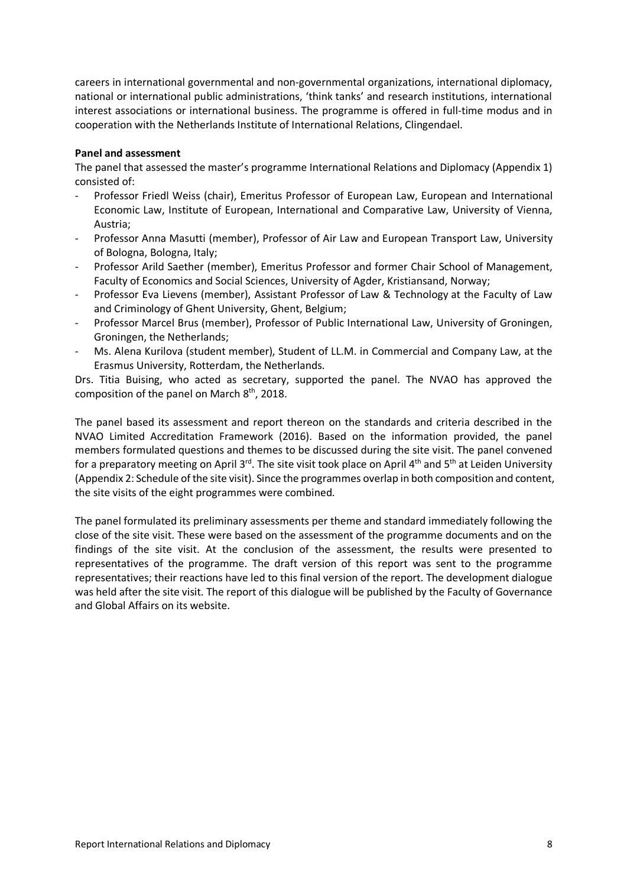careers in international governmental and non-governmental organizations, international diplomacy, national or international public administrations, 'think tanks' and research institutions, international interest associations or international business. The programme is offered in full-time modus and in cooperation with the Netherlands Institute of International Relations, Clingendael.

**Panel and assessment**

The panel that assessed the master's programme International Relations and Diplomacy (Appendix 1) consisted of:

- Professor Friedl Weiss (chair), Emeritus Professor of European Law, European and International Economic Law, Institute of European, International and Comparative Law, University of Vienna, Austria;
- Professor Anna Masutti (member), Professor of Air Law and European Transport Law, University of Bologna, Bologna, Italy;
- Professor Arild Saether (member), Emeritus Professor and former Chair School of Management, Faculty of Economics and Social Sciences, University of Agder, Kristiansand, Norway;
- Professor Eva Lievens (member), Assistant Professor of Law & Technology at the Faculty of Law and Criminology of Ghent University, Ghent, Belgium;
- Professor Marcel Brus (member), Professor of Public International Law, University of Groningen, Groningen, the Netherlands;
- Ms. Alena Kurilova (student member), Student of LL.M. in Commercial and Company Law, at the Erasmus University, Rotterdam, the Netherlands.

Drs. Titia Buising, who acted as secretary, supported the panel. The NVAO has approved the composition of the panel on March 8th, 2018.

The panel based its assessment and report thereon on the standards and criteria described in the NVAO Limited Accreditation Framework (2016). Based on the information provided, the panel members formulated questions and themes to be discussed during the site visit. The panel convened for a preparatory meeting on April 3rd. The site visit took place on April 4th and 5th at Leiden University (Appendix 2: Schedule of the site visit). Since the programmes overlap in both composition and content, the site visits of the eight programmes were combined.

The panel formulated its preliminary assessments per theme and standard immediately following the close of the site visit. These were based on the assessment of the programme documents and on the findings of the site visit. At the conclusion of the assessment, the results were presented to representatives of the programme. The draft version of this report was sent to the programme representatives; their reactions have led to this final version of the report. The development dialogue was held after the site visit. The report of this dialogue will be published by the Faculty of Governance and Global Affairs on its website.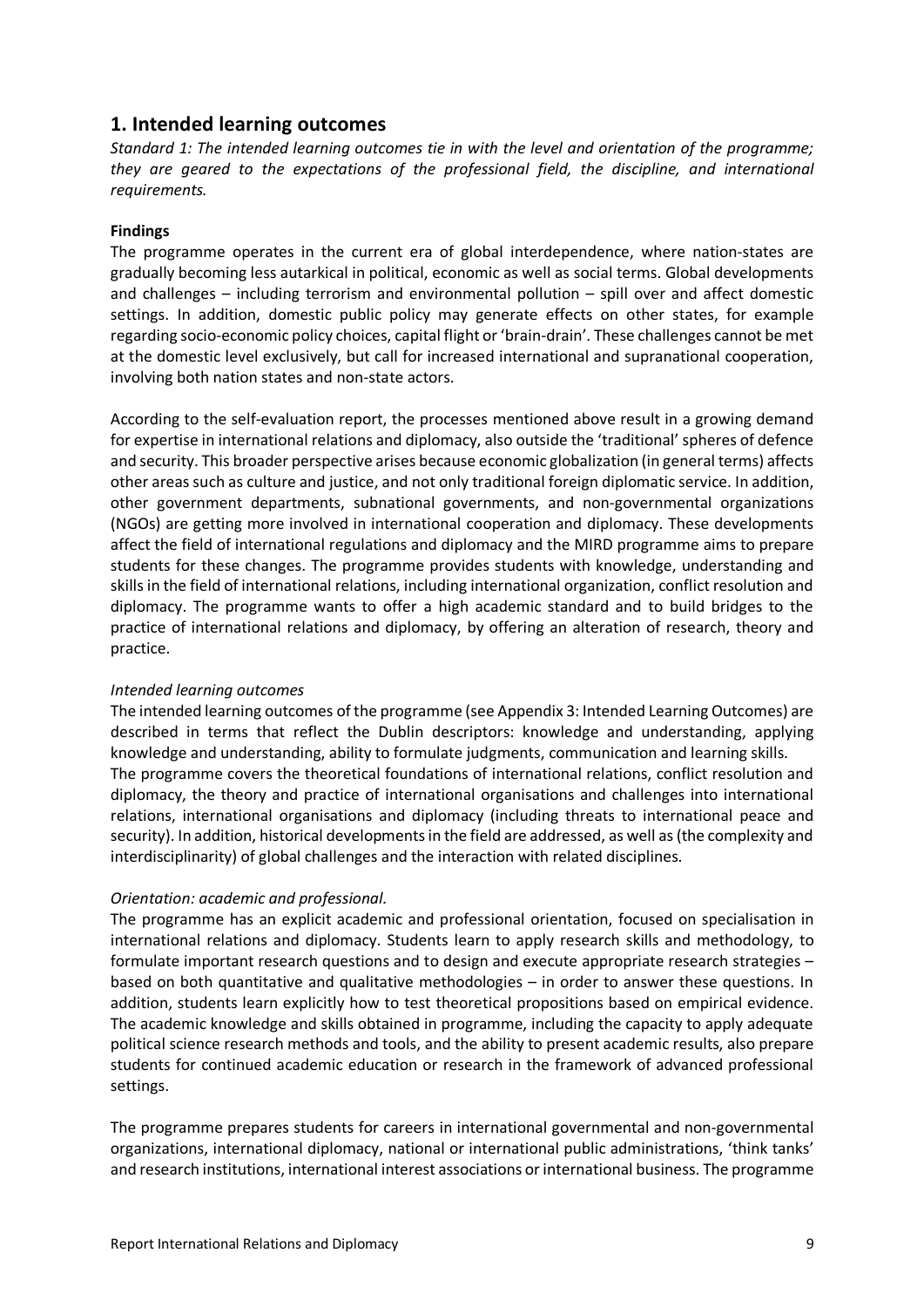## 1. Intended learning outcomes

*Standard 1: The intended learning outcomes tie in with the level and orientation of the programme; they are geared to the expectations of the professional field, the discipline, and international requirements.*

**Findings**

The programme operates in the current era of global interdependence, where nation-states are gradually becoming less autarkical in political, economic as well as social terms. Global developments and challenges – including terrorism and environmental pollution – spill over and affect domestic settings. In addition, domestic public policy may generate effects on other states, for example regarding socio-economic policy choices, capital flight or 'brain-drain'. These challenges cannot be met at the domestic level exclusively, but call for increased international and supranational cooperation, involving both nation states and non-state actors.

According to the self-evaluation report, the processes mentioned above result in a growing demand for expertise in international relations and diplomacy, also outside the 'traditional' spheres of defence and security. This broader perspective arises because economic globalization (in general terms) affects other areas such as culture and justice, and not only traditional foreign diplomatic service. In addition, other government departments, subnational governments, and non-governmental organizations (NGOs) are getting more involved in international cooperation and diplomacy. These developments affect the field of international regulations and diplomacy and the MIRD programme aims to prepare students for these changes. The programme provides students with knowledge, understanding and skills in the field of international relations, including international organization, conflict resolution and diplomacy. The programme wants to offer a high academic standard and to build bridges to the practice of international relations and diplomacy, by offering an alteration of research, theory and practice.

*Intended learning outcomes*

The intended learning outcomes of the programme (see Appendix 3: Intended Learning Outcomes) are described in terms that reflect the Dublin descriptors: knowledge and understanding, applying knowledge and understanding, ability to formulate judgments, communication and learning skills.

The programme covers the theoretical foundations of international relations, conflict resolution and diplomacy, the theory and practice of international organisations and challenges into international relations, international organisations and diplomacy (including threats to international peace and security). In addition, historical developments in the field are addressed, as well as (the complexity and interdisciplinarity) of global challenges and the interaction with related disciplines.

*Orientation: academic and professional.*

The programme has an explicit academic and professional orientation, focused on specialisation in international relations and diplomacy. Students learn to apply research skills and methodology, to formulate important research questions and to design and execute appropriate research strategies – based on both quantitative and qualitative methodologies – in order to answer these questions. In addition, students learn explicitly how to test theoretical propositions based on empirical evidence. The academic knowledge and skills obtained in programme, including the capacity to apply adequate political science research methods and tools, and the ability to present academic results, also prepare students for continued academic education or research in the framework of advanced professional settings.

The programme prepares students for careers in international governmental and non-governmental organizations, international diplomacy, national or international public administrations, 'think tanks' and research institutions, international interest associations or international business. The programme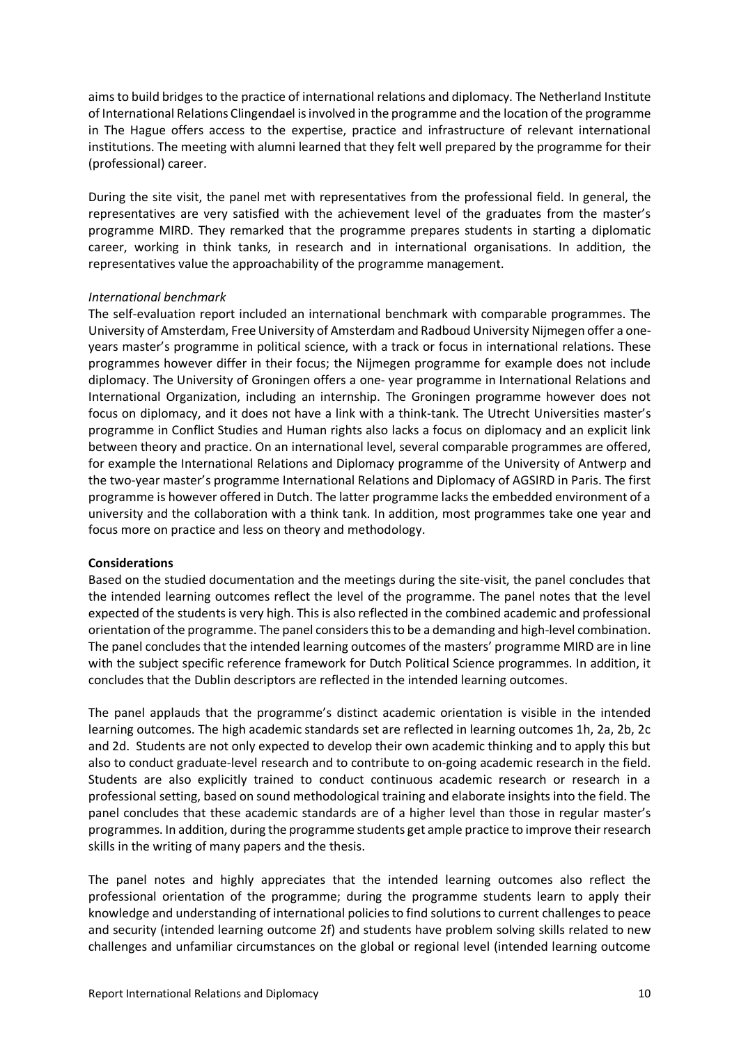aims to build bridges to the practice of international relations and diplomacy. The Netherland Institute of International Relations Clingendael is involved in the programme and the location of the programme in The Hague offers access to the expertise, practice and infrastructure of relevant international institutions. The meeting with alumni learned that they felt well prepared by the programme for their (professional) career.

During the site visit, the panel met with representatives from the professional field. In general, the representatives are very satisfied with the achievement level of the graduates from the master's programme MIRD. They remarked that the programme prepares students in starting a diplomatic career, working in think tanks, in research and in international organisations. In addition, the representatives value the approachability of the programme management.

*International benchmark*

The self-evaluation report included an international benchmark with comparable programmes. The University of Amsterdam, Free University of Amsterdam and Radboud University Nijmegen offer a one-years master's programme in political science, with a track or focus in international relations. These programmes however differ in their focus; the Nijmegen programme for example does not include diplomacy. The University of Groningen offers a one- year programme in International Relations and International Organization, including an internship. The Groningen programme however does not focus on diplomacy, and it does not have a link with a think-tank. The Utrecht Universities master's programme in Conflict Studies and Human rights also lacks a focus on diplomacy and an explicit link between theory and practice. On an international level, several comparable programmes are offered, for example the International Relations and Diplomacy programme of the University of Antwerp and the two-year master's programme International Relations and Diplomacy of AGSIRD in Paris. The first programme is however offered in Dutch. The latter programme lacks the embedded environment of a university and the collaboration with a think tank. In addition, most programmes take one year and focus more on practice and less on theory and methodology.

**Considerations**

Based on the studied documentation and the meetings during the site-visit, the panel concludes that the intended learning outcomes reflect the level of the programme. The panel notes that the level expected of the students is very high. This is also reflected in the combined academic and professional orientation of the programme. The panel considers this to be a demanding and high-level combination. The panel concludes that the intended learning outcomes of the masters' programme MIRD are in line with the subject specific reference framework for Dutch Political Science programmes. In addition, it concludes that the Dublin descriptors are reflected in the intended learning outcomes.

The panel applauds that the programme's distinct academic orientation is visible in the intended learning outcomes. The high academic standards set are reflected in learning outcomes 1h, 2a, 2b, 2c and 2d. Students are not only expected to develop their own academic thinking and to apply this but also to conduct graduate-level research and to contribute to on-going academic research in the field. Students are also explicitly trained to conduct continuous academic research or research in a professional setting, based on sound methodological training and elaborate insights into the field. The panel concludes that these academic standards are of a higher level than those in regular master's programmes. In addition, during the programme students get ample practice to improve their research skills in the writing of many papers and the thesis.

The panel notes and highly appreciates that the intended learning outcomes also reflect the professional orientation of the programme; during the programme students learn to apply their knowledge and understanding of international policies to find solutions to current challenges to peace and security (intended learning outcome 2f) and students have problem solving skills related to new challenges and unfamiliar circumstances on the global or regional level (intended learning outcome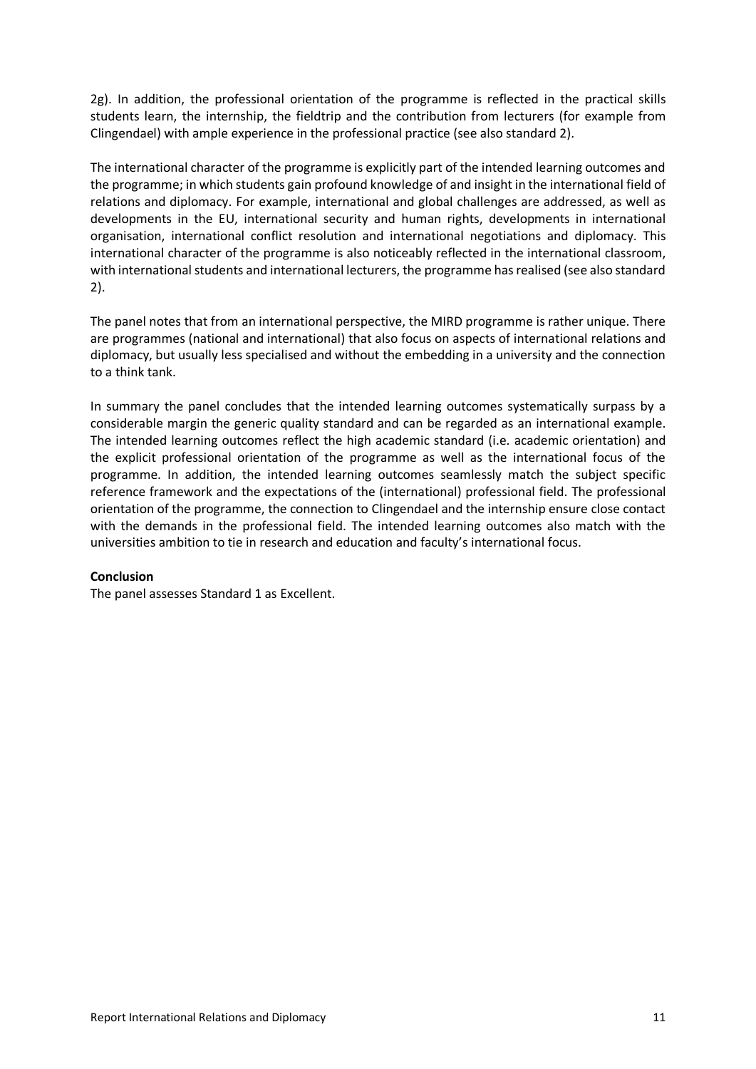2g). In addition, the professional orientation of the programme is reflected in the practical skills students learn, the internship, the fieldtrip and the contribution from lecturers (for example from Clingendael) with ample experience in the professional practice (see also standard 2).

The international character of the programme is explicitly part of the intended learning outcomes and the programme; in which students gain profound knowledge of and insight in the international field of relations and diplomacy. For example, international and global challenges are addressed, as well as developments in the EU, international security and human rights, developments in international organisation, international conflict resolution and international negotiations and diplomacy. This international character of the programme is also noticeably reflected in the international classroom, with international students and international lecturers, the programme has realised (see also standard 2).

The panel notes that from an international perspective, the MIRD programme is rather unique. There are programmes (national and international) that also focus on aspects of international relations and diplomacy, but usually less specialised and without the embedding in a university and the connection to a think tank.

In summary the panel concludes that the intended learning outcomes systematically surpass by a considerable margin the generic quality standard and can be regarded as an international example. The intended learning outcomes reflect the high academic standard (i.e. academic orientation) and the explicit professional orientation of the programme as well as the international focus of the programme. In addition, the intended learning outcomes seamlessly match the subject specific reference framework and the expectations of the (international) professional field. The professional orientation of the programme, the connection to Clingendael and the internship ensure close contact with the demands in the professional field. The intended learning outcomes also match with the universities ambition to tie in research and education and faculty's international focus.

**Conclusion**
The panel assesses Standard 1 as Excellent.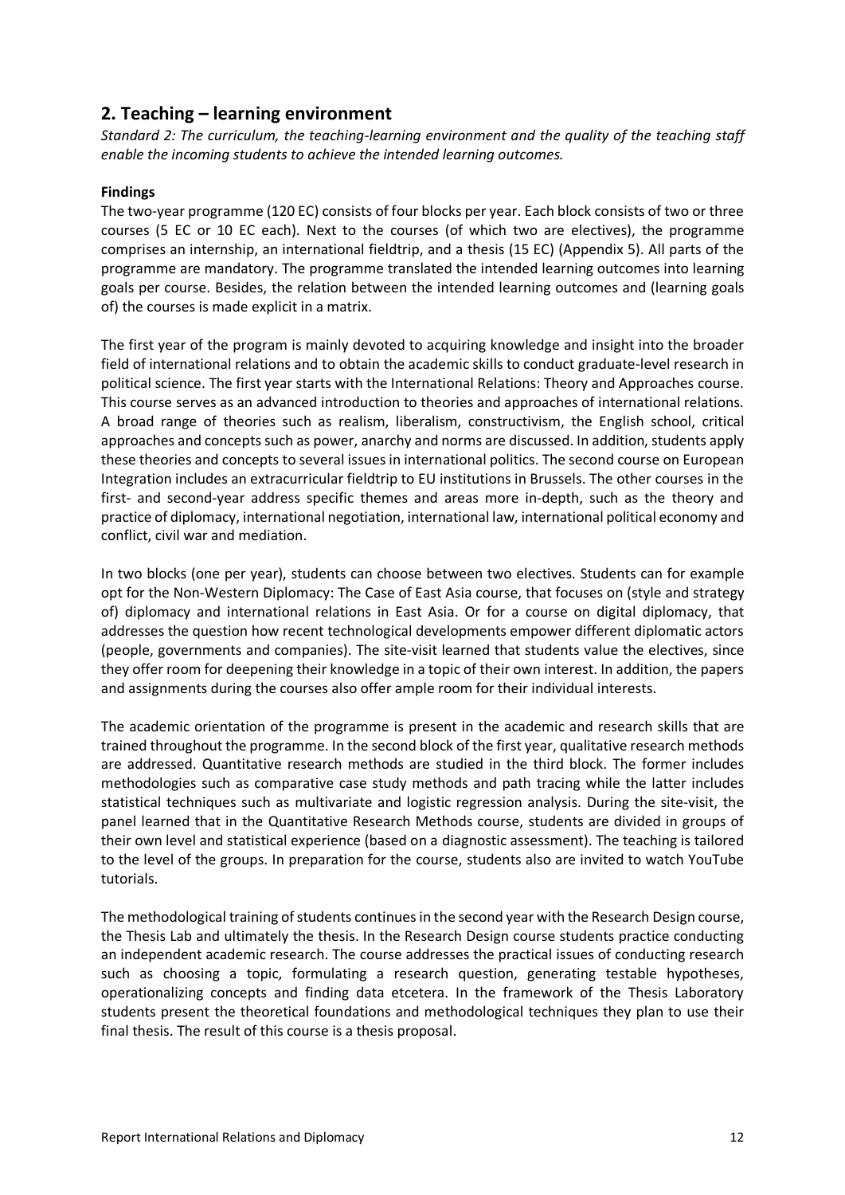## 2. Teaching – learning environment

*Standard 2: The curriculum, the teaching-learning environment and the quality of the teaching staff enable the incoming students to achieve the intended learning outcomes.*

**Findings**

The two-year programme (120 EC) consists of four blocks per year. Each block consists of two or three courses (5 EC or 10 EC each). Next to the courses (of which two are electives), the programme comprises an internship, an international fieldtrip, and a thesis (15 EC) (Appendix 5). All parts of the programme are mandatory. The programme translated the intended learning outcomes into learning goals per course. Besides, the relation between the intended learning outcomes and (learning goals of) the courses is made explicit in a matrix.

The first year of the program is mainly devoted to acquiring knowledge and insight into the broader field of international relations and to obtain the academic skills to conduct graduate-level research in political science. The first year starts with the International Relations: Theory and Approaches course. This course serves as an advanced introduction to theories and approaches of international relations. A broad range of theories such as realism, liberalism, constructivism, the English school, critical approaches and concepts such as power, anarchy and norms are discussed. In addition, students apply these theories and concepts to several issues in international politics. The second course on European Integration includes an extracurricular fieldtrip to EU institutions in Brussels. The other courses in the first- and second-year address specific themes and areas more in-depth, such as the theory and practice of diplomacy, international negotiation, international law, international political economy and conflict, civil war and mediation.

In two blocks (one per year), students can choose between two electives. Students can for example opt for the Non-Western Diplomacy: The Case of East Asia course, that focuses on (style and strategy of) diplomacy and international relations in East Asia. Or for a course on digital diplomacy, that addresses the question how recent technological developments empower different diplomatic actors (people, governments and companies). The site-visit learned that students value the electives, since they offer room for deepening their knowledge in a topic of their own interest. In addition, the papers and assignments during the courses also offer ample room for their individual interests.

The academic orientation of the programme is present in the academic and research skills that are trained throughout the programme. In the second block of the first year, qualitative research methods are addressed. Quantitative research methods are studied in the third block. The former includes methodologies such as comparative case study methods and path tracing while the latter includes statistical techniques such as multivariate and logistic regression analysis. During the site-visit, the panel learned that in the Quantitative Research Methods course, students are divided in groups of their own level and statistical experience (based on a diagnostic assessment). The teaching is tailored to the level of the groups. In preparation for the course, students also are invited to watch YouTube tutorials.

The methodological training of students continues in the second year with the Research Design course, the Thesis Lab and ultimately the thesis. In the Research Design course students practice conducting an independent academic research. The course addresses the practical issues of conducting research such as choosing a topic, formulating a research question, generating testable hypotheses, operationalizing concepts and finding data etcetera. In the framework of the Thesis Laboratory students present the theoretical foundations and methodological techniques they plan to use their final thesis. The result of this course is a thesis proposal.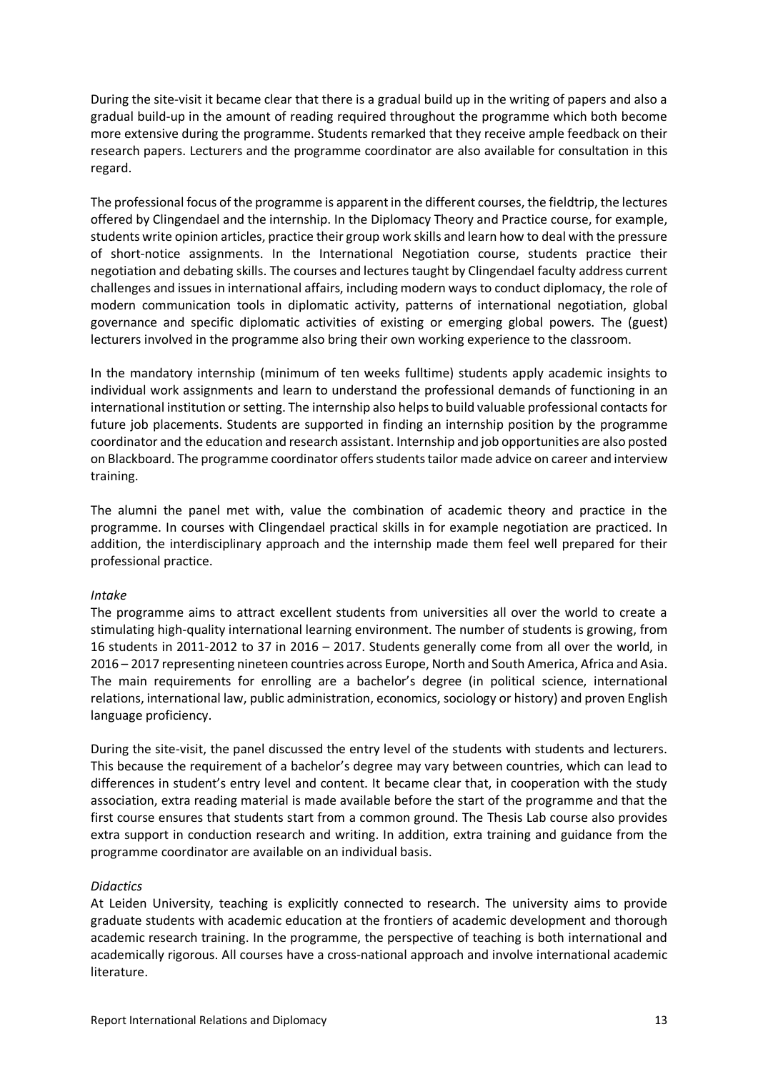During the site-visit it became clear that there is a gradual build up in the writing of papers and also a gradual build-up in the amount of reading required throughout the programme which both become more extensive during the programme. Students remarked that they receive ample feedback on their research papers. Lecturers and the programme coordinator are also available for consultation in this regard.

The professional focus of the programme is apparent in the different courses, the fieldtrip, the lectures offered by Clingendael and the internship. In the Diplomacy Theory and Practice course, for example, students write opinion articles, practice their group work skills and learn how to deal with the pressure of short-notice assignments. In the International Negotiation course, students practice their negotiation and debating skills. The courses and lectures taught by Clingendael faculty address current challenges and issues in international affairs, including modern ways to conduct diplomacy, the role of modern communication tools in diplomatic activity, patterns of international negotiation, global governance and specific diplomatic activities of existing or emerging global powers. The (guest) lecturers involved in the programme also bring their own working experience to the classroom.

In the mandatory internship (minimum of ten weeks fulltime) students apply academic insights to individual work assignments and learn to understand the professional demands of functioning in an international institution or setting. The internship also helps to build valuable professional contacts for future job placements. Students are supported in finding an internship position by the programme coordinator and the education and research assistant. Internship and job opportunities are also posted on Blackboard. The programme coordinator offers students tailor made advice on career and interview training.

The alumni the panel met with, value the combination of academic theory and practice in the programme. In courses with Clingendael practical skills in for example negotiation are practiced. In addition, the interdisciplinary approach and the internship made them feel well prepared for their professional practice.

*Intake*

The programme aims to attract excellent students from universities all over the world to create a stimulating high-quality international learning environment. The number of students is growing, from 16 students in 2011-2012 to 37 in 2016 – 2017. Students generally come from all over the world, in 2016 – 2017 representing nineteen countries across Europe, North and South America, Africa and Asia. The main requirements for enrolling are a bachelor's degree (in political science, international relations, international law, public administration, economics, sociology or history) and proven English language proficiency.

During the site-visit, the panel discussed the entry level of the students with students and lecturers. This because the requirement of a bachelor's degree may vary between countries, which can lead to differences in student's entry level and content. It became clear that, in cooperation with the study association, extra reading material is made available before the start of the programme and that the first course ensures that students start from a common ground. The Thesis Lab course also provides extra support in conduction research and writing. In addition, extra training and guidance from the programme coordinator are available on an individual basis.

*Didactics*

At Leiden University, teaching is explicitly connected to research. The university aims to provide graduate students with academic education at the frontiers of academic development and thorough academic research training. In the programme, the perspective of teaching is both international and academically rigorous. All courses have a cross-national approach and involve international academic literature.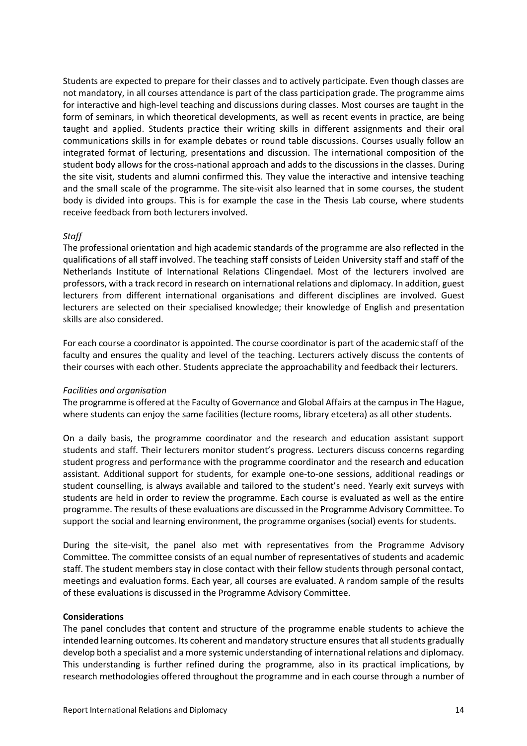Students are expected to prepare for their classes and to actively participate. Even though classes are not mandatory, in all courses attendance is part of the class participation grade. The programme aims for interactive and high-level teaching and discussions during classes. Most courses are taught in the form of seminars, in which theoretical developments, as well as recent events in practice, are being taught and applied. Students practice their writing skills in different assignments and their oral communications skills in for example debates or round table discussions. Courses usually follow an integrated format of lecturing, presentations and discussion. The international composition of the student body allows for the cross-national approach and adds to the discussions in the classes. During the site visit, students and alumni confirmed this. They value the interactive and intensive teaching and the small scale of the programme. The site-visit also learned that in some courses, the student body is divided into groups. This is for example the case in the Thesis Lab course, where students receive feedback from both lecturers involved.

*Staff*

The professional orientation and high academic standards of the programme are also reflected in the qualifications of all staff involved. The teaching staff consists of Leiden University staff and staff of the Netherlands Institute of International Relations Clingendael. Most of the lecturers involved are professors, with a track record in research on international relations and diplomacy. In addition, guest lecturers from different international organisations and different disciplines are involved. Guest lecturers are selected on their specialised knowledge; their knowledge of English and presentation skills are also considered.

For each course a coordinator is appointed. The course coordinator is part of the academic staff of the faculty and ensures the quality and level of the teaching. Lecturers actively discuss the contents of their courses with each other. Students appreciate the approachability and feedback their lecturers.

*Facilities and organisation*

The programme is offered at the Faculty of Governance and Global Affairs at the campus in The Hague, where students can enjoy the same facilities (lecture rooms, library etcetera) as all other students.

On a daily basis, the programme coordinator and the research and education assistant support students and staff. Their lecturers monitor student's progress. Lecturers discuss concerns regarding student progress and performance with the programme coordinator and the research and education assistant. Additional support for students, for example one-to-one sessions, additional readings or student counselling, is always available and tailored to the student's need. Yearly exit surveys with students are held in order to review the programme. Each course is evaluated as well as the entire programme. The results of these evaluations are discussed in the Programme Advisory Committee. To support the social and learning environment, the programme organises (social) events for students.

During the site-visit, the panel also met with representatives from the Programme Advisory Committee. The committee consists of an equal number of representatives of students and academic staff. The student members stay in close contact with their fellow students through personal contact, meetings and evaluation forms. Each year, all courses are evaluated. A random sample of the results of these evaluations is discussed in the Programme Advisory Committee.

**Considerations**

The panel concludes that content and structure of the programme enable students to achieve the intended learning outcomes. Its coherent and mandatory structure ensures that all students gradually develop both a specialist and a more systemic understanding of international relations and diplomacy. This understanding is further refined during the programme, also in its practical implications, by research methodologies offered throughout the programme and in each course through a number of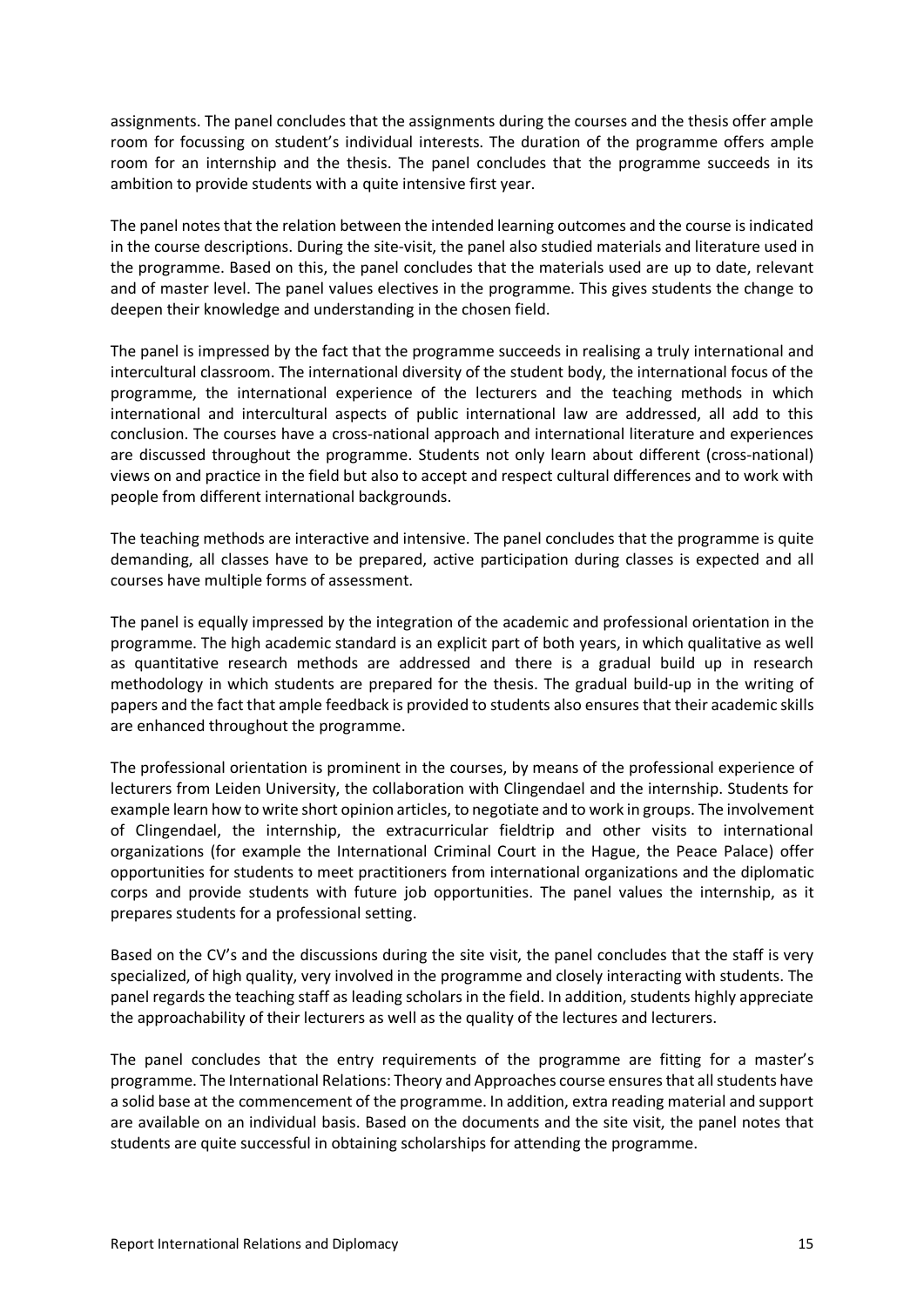assignments. The panel concludes that the assignments during the courses and the thesis offer ample room for focussing on student's individual interests. The duration of the programme offers ample room for an internship and the thesis. The panel concludes that the programme succeeds in its ambition to provide students with a quite intensive first year.

The panel notes that the relation between the intended learning outcomes and the course is indicated in the course descriptions. During the site-visit, the panel also studied materials and literature used in the programme. Based on this, the panel concludes that the materials used are up to date, relevant and of master level. The panel values electives in the programme. This gives students the change to deepen their knowledge and understanding in the chosen field.

The panel is impressed by the fact that the programme succeeds in realising a truly international and intercultural classroom. The international diversity of the student body, the international focus of the programme, the international experience of the lecturers and the teaching methods in which international and intercultural aspects of public international law are addressed, all add to this conclusion. The courses have a cross-national approach and international literature and experiences are discussed throughout the programme. Students not only learn about different (cross-national) views on and practice in the field but also to accept and respect cultural differences and to work with people from different international backgrounds.

The teaching methods are interactive and intensive. The panel concludes that the programme is quite demanding, all classes have to be prepared, active participation during classes is expected and all courses have multiple forms of assessment.

The panel is equally impressed by the integration of the academic and professional orientation in the programme. The high academic standard is an explicit part of both years, in which qualitative as well as quantitative research methods are addressed and there is a gradual build up in research methodology in which students are prepared for the thesis. The gradual build-up in the writing of papers and the fact that ample feedback is provided to students also ensures that their academic skills are enhanced throughout the programme.

The professional orientation is prominent in the courses, by means of the professional experience of lecturers from Leiden University, the collaboration with Clingendael and the internship. Students for example learn how to write short opinion articles, to negotiate and to work in groups. The involvement of Clingendael, the internship, the extracurricular fieldtrip and other visits to international organizations (for example the International Criminal Court in the Hague, the Peace Palace) offer opportunities for students to meet practitioners from international organizations and the diplomatic corps and provide students with future job opportunities. The panel values the internship, as it prepares students for a professional setting.

Based on the CV's and the discussions during the site visit, the panel concludes that the staff is very specialized, of high quality, very involved in the programme and closely interacting with students. The panel regards the teaching staff as leading scholars in the field. In addition, students highly appreciate the approachability of their lecturers as well as the quality of the lectures and lecturers.

The panel concludes that the entry requirements of the programme are fitting for a master's programme. The International Relations: Theory and Approaches course ensures that all students have a solid base at the commencement of the programme. In addition, extra reading material and support are available on an individual basis. Based on the documents and the site visit, the panel notes that students are quite successful in obtaining scholarships for attending the programme.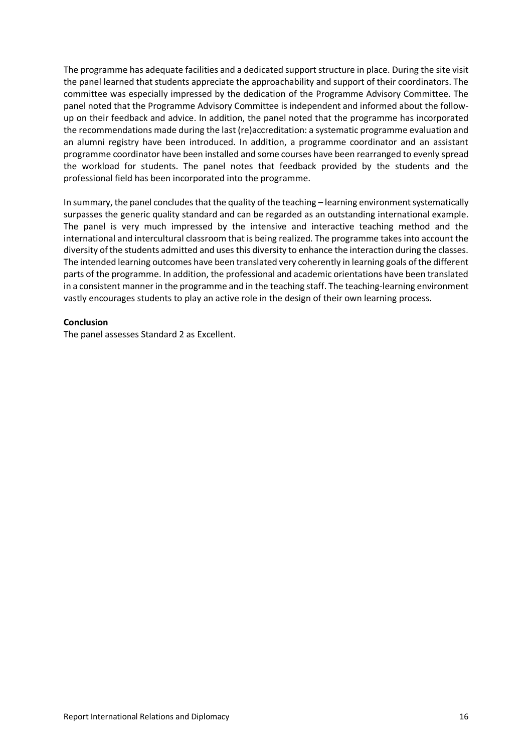The programme has adequate facilities and a dedicated support structure in place. During the site visit the panel learned that students appreciate the approachability and support of their coordinators. The committee was especially impressed by the dedication of the Programme Advisory Committee. The panel noted that the Programme Advisory Committee is independent and informed about the follow-up on their feedback and advice. In addition, the panel noted that the programme has incorporated the recommendations made during the last (re)accreditation: a systematic programme evaluation and an alumni registry have been introduced. In addition, a programme coordinator and an assistant programme coordinator have been installed and some courses have been rearranged to evenly spread the workload for students. The panel notes that feedback provided by the students and the professional field has been incorporated into the programme.

In summary, the panel concludes that the quality of the teaching – learning environment systematically surpasses the generic quality standard and can be regarded as an outstanding international example. The panel is very much impressed by the intensive and interactive teaching method and the international and intercultural classroom that is being realized. The programme takes into account the diversity of the students admitted and uses this diversity to enhance the interaction during the classes. The intended learning outcomes have been translated very coherently in learning goals of the different parts of the programme. In addition, the professional and academic orientations have been translated in a consistent manner in the programme and in the teaching staff. The teaching-learning environment vastly encourages students to play an active role in the design of their own learning process.

**Conclusion**

The panel assesses Standard 2 as Excellent.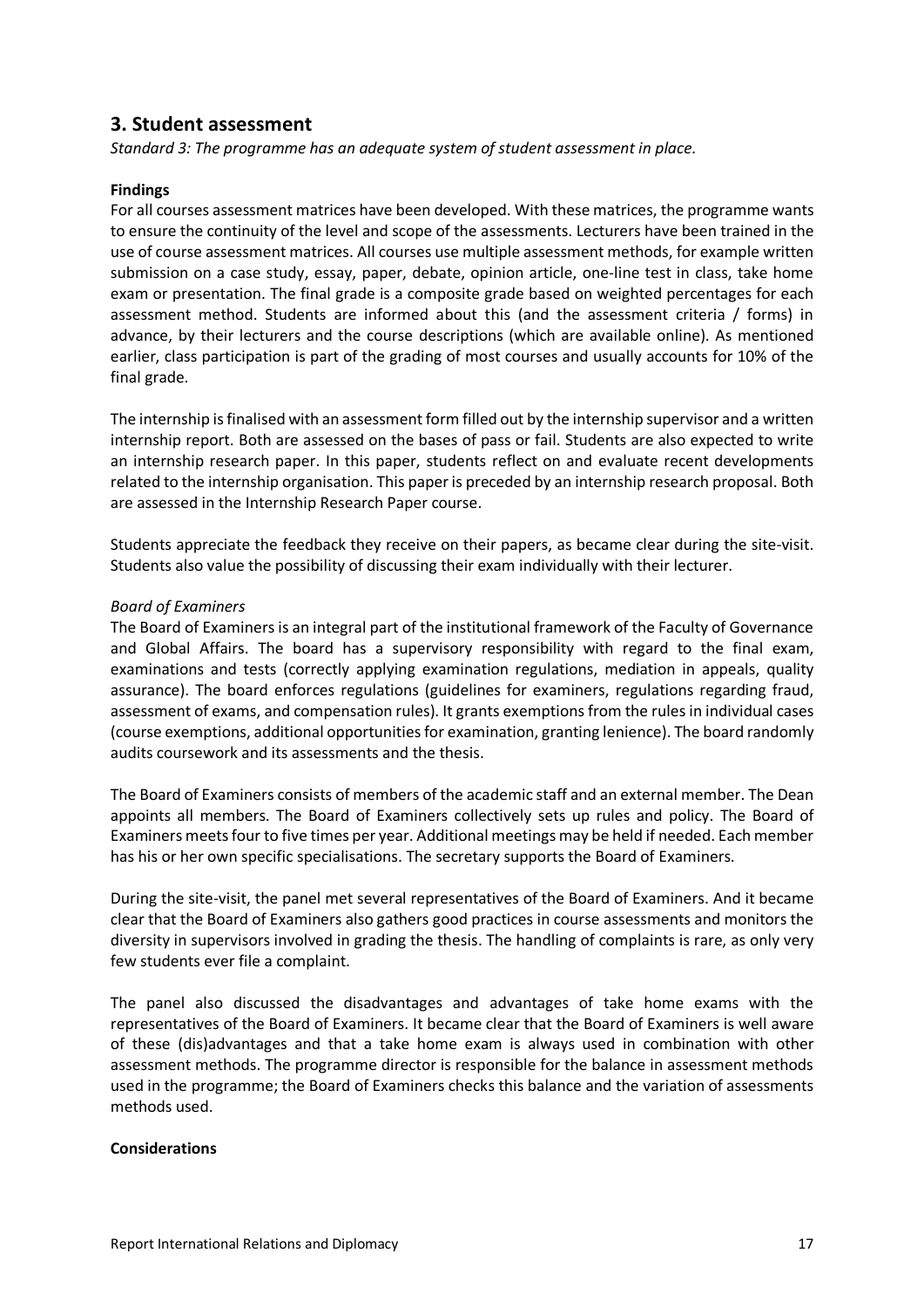## 3. Student assessment

*Standard 3: The programme has an adequate system of student assessment in place.*

**Findings**

For all courses assessment matrices have been developed. With these matrices, the programme wants to ensure the continuity of the level and scope of the assessments. Lecturers have been trained in the use of course assessment matrices. All courses use multiple assessment methods, for example written submission on a case study, essay, paper, debate, opinion article, one-line test in class, take home exam or presentation. The final grade is a composite grade based on weighted percentages for each assessment method. Students are informed about this (and the assessment criteria / forms) in advance, by their lecturers and the course descriptions (which are available online). As mentioned earlier, class participation is part of the grading of most courses and usually accounts for 10% of the final grade.

The internship is finalised with an assessment form filled out by the internship supervisor and a written internship report. Both are assessed on the bases of pass or fail. Students are also expected to write an internship research paper. In this paper, students reflect on and evaluate recent developments related to the internship organisation. This paper is preceded by an internship research proposal. Both are assessed in the Internship Research Paper course.

Students appreciate the feedback they receive on their papers, as became clear during the site-visit. Students also value the possibility of discussing their exam individually with their lecturer.

*Board of Examiners*

The Board of Examiners is an integral part of the institutional framework of the Faculty of Governance and Global Affairs. The board has a supervisory responsibility with regard to the final exam, examinations and tests (correctly applying examination regulations, mediation in appeals, quality assurance). The board enforces regulations (guidelines for examiners, regulations regarding fraud, assessment of exams, and compensation rules). It grants exemptions from the rules in individual cases (course exemptions, additional opportunities for examination, granting lenience). The board randomly audits coursework and its assessments and the thesis.

The Board of Examiners consists of members of the academic staff and an external member. The Dean appoints all members. The Board of Examiners collectively sets up rules and policy. The Board of Examiners meets four to five times per year. Additional meetings may be held if needed. Each member has his or her own specific specialisations. The secretary supports the Board of Examiners.

During the site-visit, the panel met several representatives of the Board of Examiners. And it became clear that the Board of Examiners also gathers good practices in course assessments and monitors the diversity in supervisors involved in grading the thesis. The handling of complaints is rare, as only very few students ever file a complaint.

The panel also discussed the disadvantages and advantages of take home exams with the representatives of the Board of Examiners. It became clear that the Board of Examiners is well aware of these (dis)advantages and that a take home exam is always used in combination with other assessment methods. The programme director is responsible for the balance in assessment methods used in the programme; the Board of Examiners checks this balance and the variation of assessments methods used.

**Considerations**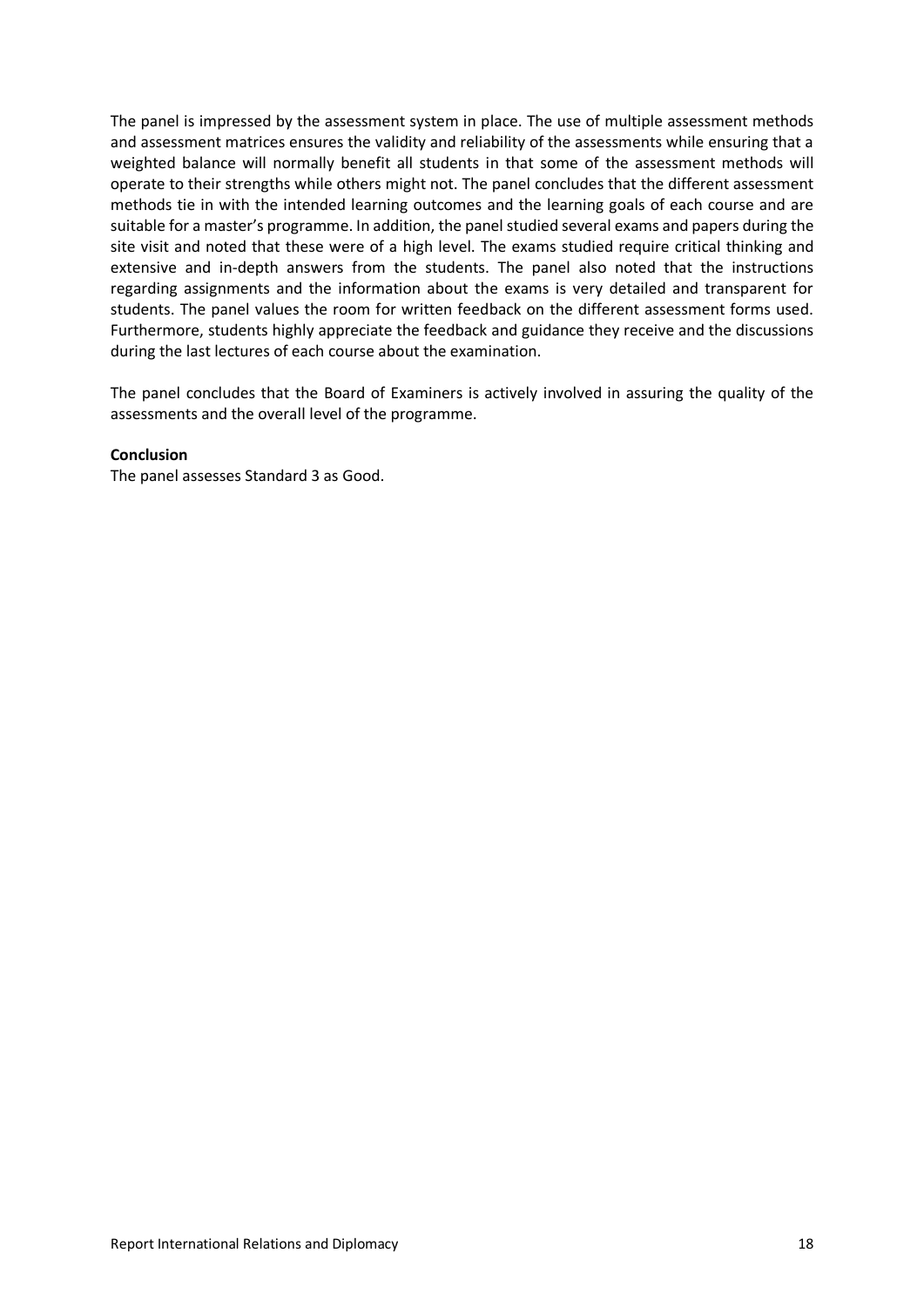The panel is impressed by the assessment system in place. The use of multiple assessment methods and assessment matrices ensures the validity and reliability of the assessments while ensuring that a weighted balance will normally benefit all students in that some of the assessment methods will operate to their strengths while others might not. The panel concludes that the different assessment methods tie in with the intended learning outcomes and the learning goals of each course and are suitable for a master's programme. In addition, the panel studied several exams and papers during the site visit and noted that these were of a high level. The exams studied require critical thinking and extensive and in-depth answers from the students. The panel also noted that the instructions regarding assignments and the information about the exams is very detailed and transparent for students. The panel values the room for written feedback on the different assessment forms used. Furthermore, students highly appreciate the feedback and guidance they receive and the discussions during the last lectures of each course about the examination.

The panel concludes that the Board of Examiners is actively involved in assuring the quality of the assessments and the overall level of the programme.

**Conclusion**

The panel assesses Standard 3 as Good.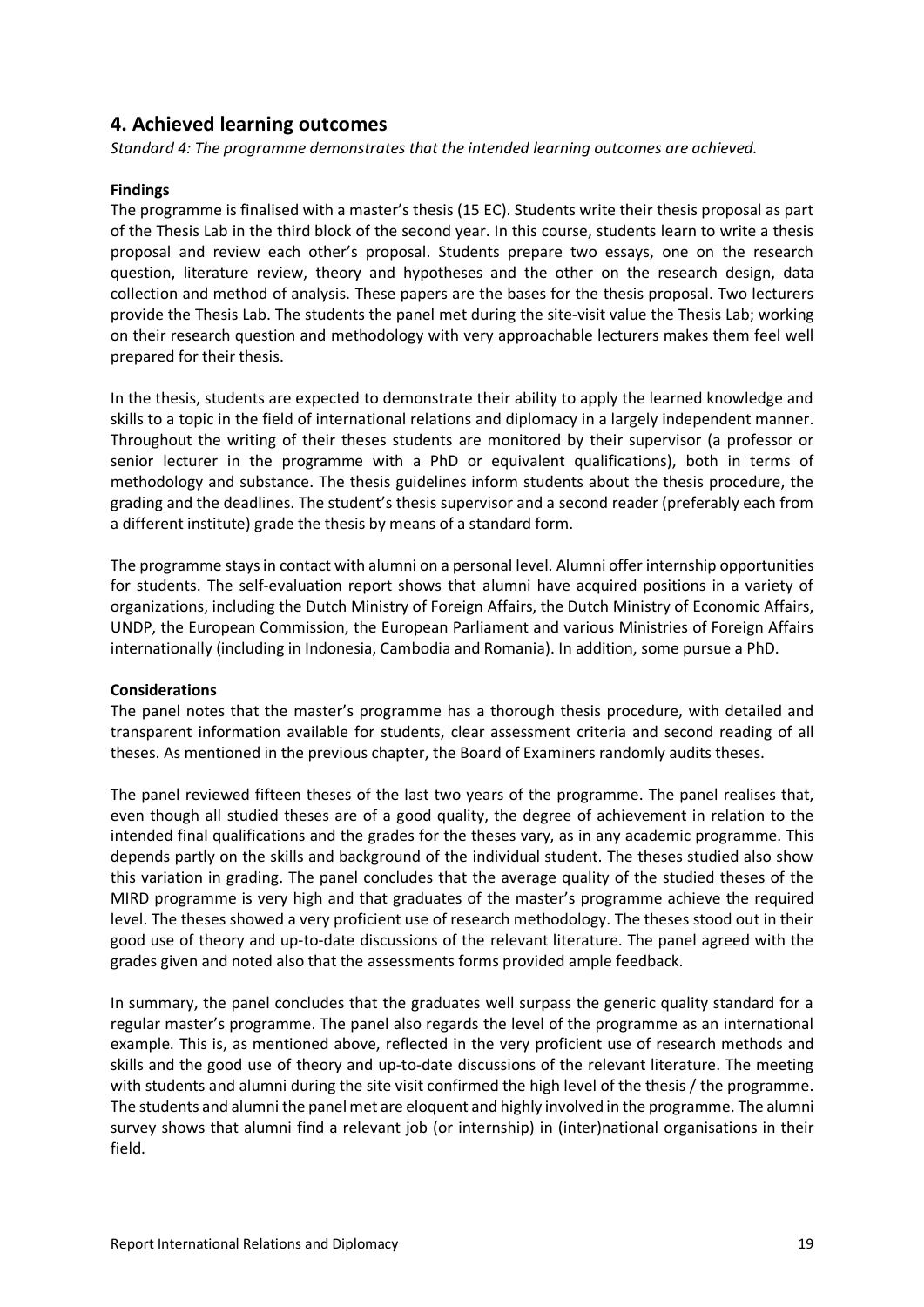## 4. Achieved learning outcomes

*Standard 4: The programme demonstrates that the intended learning outcomes are achieved.*

**Findings**

The programme is finalised with a master's thesis (15 EC). Students write their thesis proposal as part of the Thesis Lab in the third block of the second year. In this course, students learn to write a thesis proposal and review each other's proposal. Students prepare two essays, one on the research question, literature review, theory and hypotheses and the other on the research design, data collection and method of analysis. These papers are the bases for the thesis proposal. Two lecturers provide the Thesis Lab. The students the panel met during the site-visit value the Thesis Lab; working on their research question and methodology with very approachable lecturers makes them feel well prepared for their thesis.

In the thesis, students are expected to demonstrate their ability to apply the learned knowledge and skills to a topic in the field of international relations and diplomacy in a largely independent manner. Throughout the writing of their theses students are monitored by their supervisor (a professor or senior lecturer in the programme with a PhD or equivalent qualifications), both in terms of methodology and substance. The thesis guidelines inform students about the thesis procedure, the grading and the deadlines. The student's thesis supervisor and a second reader (preferably each from a different institute) grade the thesis by means of a standard form.

The programme stays in contact with alumni on a personal level. Alumni offer internship opportunities for students. The self-evaluation report shows that alumni have acquired positions in a variety of organizations, including the Dutch Ministry of Foreign Affairs, the Dutch Ministry of Economic Affairs, UNDP, the European Commission, the European Parliament and various Ministries of Foreign Affairs internationally (including in Indonesia, Cambodia and Romania). In addition, some pursue a PhD.

**Considerations**

The panel notes that the master's programme has a thorough thesis procedure, with detailed and transparent information available for students, clear assessment criteria and second reading of all theses. As mentioned in the previous chapter, the Board of Examiners randomly audits theses.

The panel reviewed fifteen theses of the last two years of the programme. The panel realises that, even though all studied theses are of a good quality, the degree of achievement in relation to the intended final qualifications and the grades for the theses vary, as in any academic programme. This depends partly on the skills and background of the individual student. The theses studied also show this variation in grading. The panel concludes that the average quality of the studied theses of the MIRD programme is very high and that graduates of the master's programme achieve the required level. The theses showed a very proficient use of research methodology. The theses stood out in their good use of theory and up-to-date discussions of the relevant literature. The panel agreed with the grades given and noted also that the assessments forms provided ample feedback.

In summary, the panel concludes that the graduates well surpass the generic quality standard for a regular master's programme. The panel also regards the level of the programme as an international example. This is, as mentioned above, reflected in the very proficient use of research methods and skills and the good use of theory and up-to-date discussions of the relevant literature. The meeting with students and alumni during the site visit confirmed the high level of the thesis / the programme. The students and alumni the panel met are eloquent and highly involved in the programme. The alumni survey shows that alumni find a relevant job (or internship) in (inter)national organisations in their field.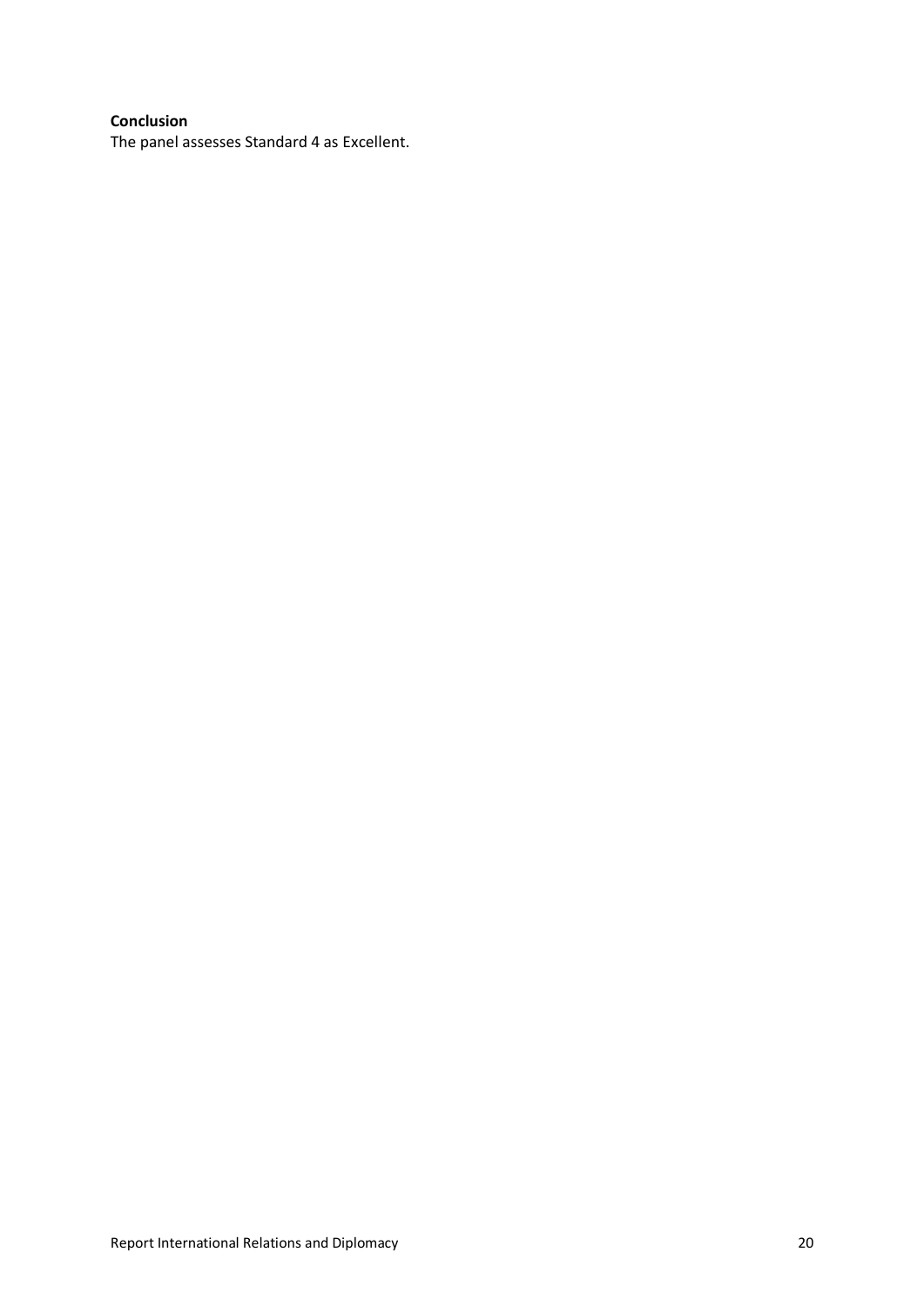**Conclusion**

The panel assesses Standard 4 as Excellent.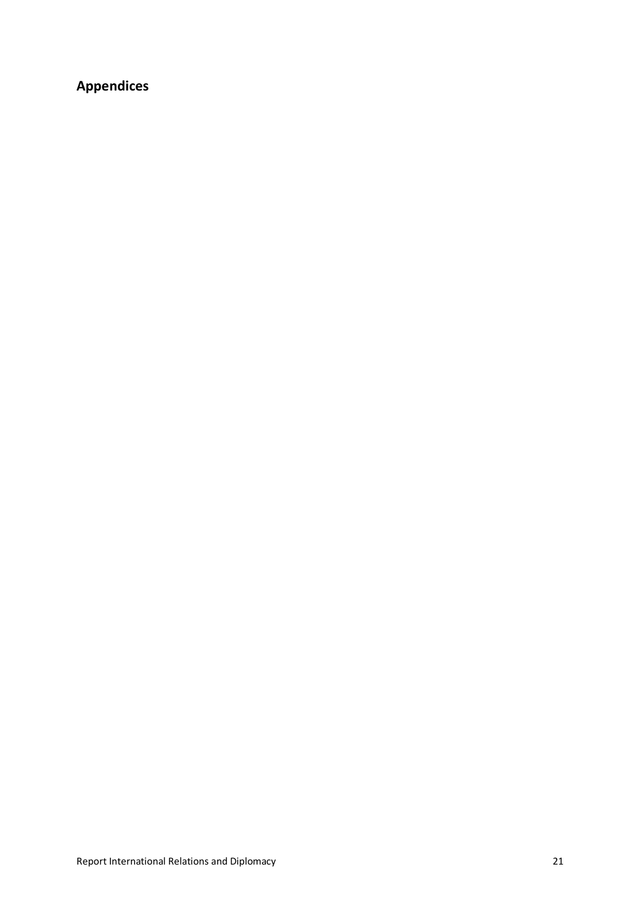## Appendices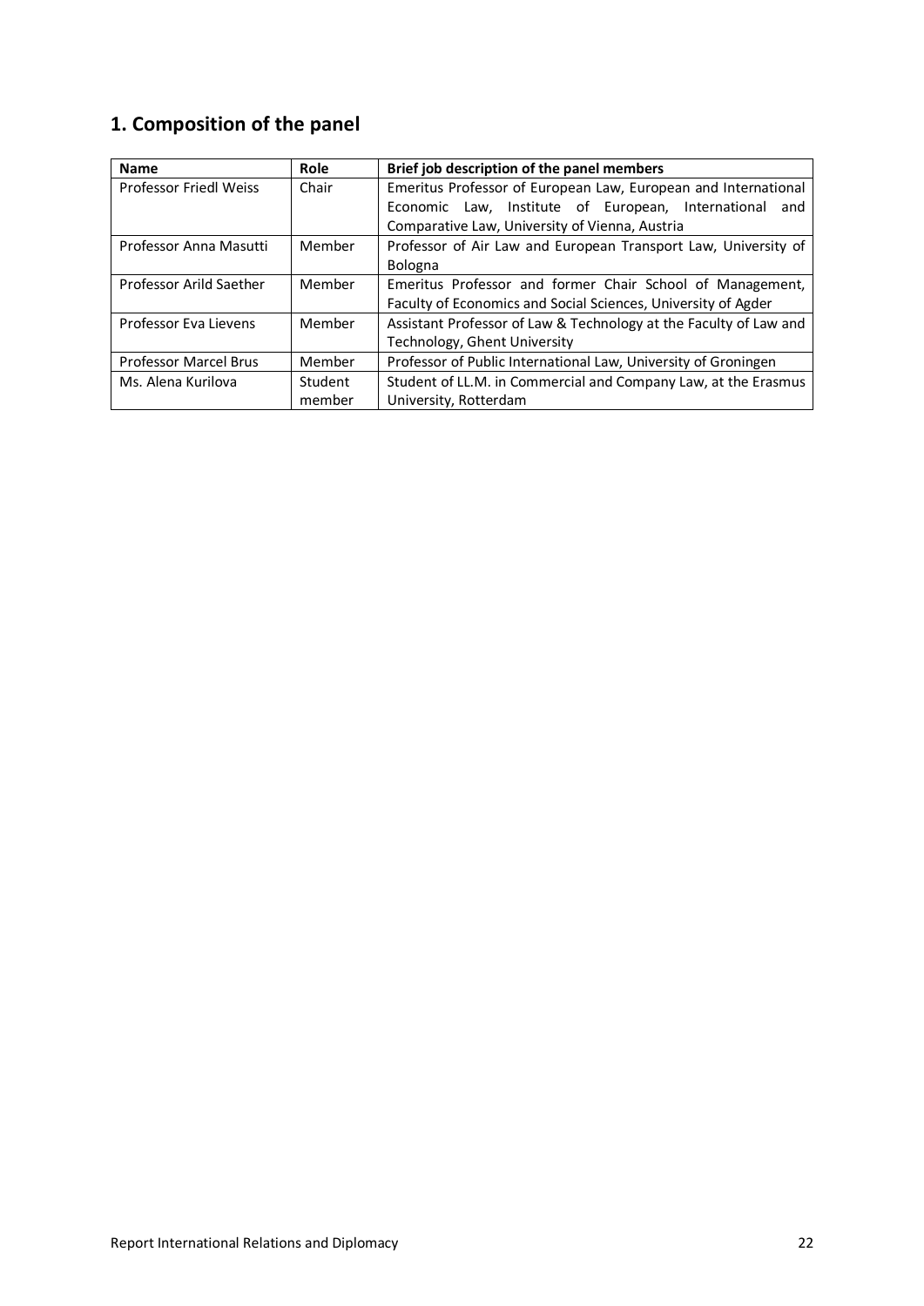## 1. Composition of the panel

| Name | Role | Brief job description of the panel members |
|---|---|---|
| Professor Friedl Weiss | Chair | Emeritus Professor of European Law, European and International Economic Law, Institute of European, International and Comparative Law, University of Vienna, Austria |
| Professor Anna Masutti | Member | Professor of Air Law and European Transport Law, University of Bologna |
| Professor Arild Saether | Member | Emeritus Professor and former Chair School of Management, Faculty of Economics and Social Sciences, University of Agder |
| Professor Eva Lievens | Member | Assistant Professor of Law & Technology at the Faculty of Law and Technology, Ghent University |
| Professor Marcel Brus | Member | Professor of Public International Law, University of Groningen |
| Ms. Alena Kurilova | Student member | Student of LL.M. in Commercial and Company Law, at the Erasmus University, Rotterdam |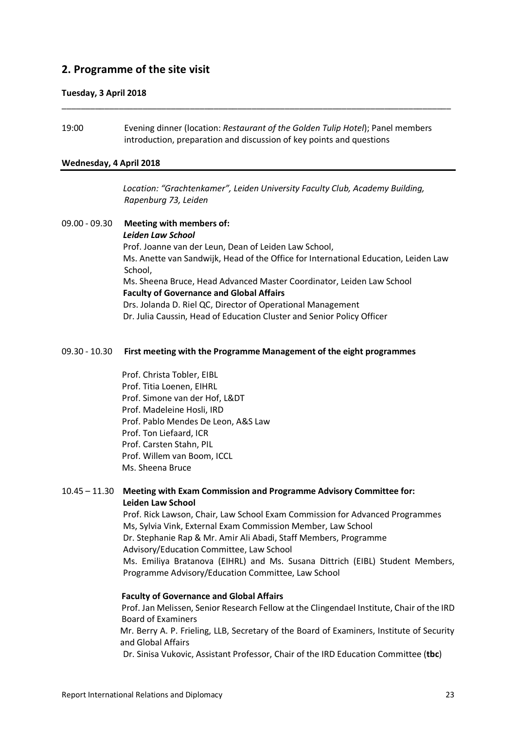## 2. Programme of the site visit

**Tuesday, 3 April 2018**

19:00 Evening dinner (location: *Restaurant of the Golden Tulip Hotel*); Panel members introduction, preparation and discussion of key points and questions

**Wednesday, 4 April 2018**

*Location: "Grachtenkamer", Leiden University Faculty Club, Academy Building, Rapenburg 73, Leiden*

09.00 - 09.30 **Meeting with members of:**

***Leiden Law School***

Prof. Joanne van der Leun, Dean of Leiden Law School,
Ms. Anette van Sandwijk, Head of the Office for International Education, Leiden Law School,
Ms. Sheena Bruce, Head Advanced Master Coordinator, Leiden Law School

**Faculty of Governance and Global Affairs**

Drs. Jolanda D. Riel QC, Director of Operational Management
Dr. Julia Caussin, Head of Education Cluster and Senior Policy Officer

09.30 - 10.30 **First meeting with the Programme Management of the eight programmes**

Prof. Christa Tobler, EIBL
Prof. Titia Loenen, EIHRL
Prof. Simone van der Hof, L&DT
Prof. Madeleine Hosli, IRD
Prof. Pablo Mendes De Leon, A&S Law
Prof. Ton Liefaard, ICR
Prof. Carsten Stahn, PIL
Prof. Willem van Boom, ICCL
Ms. Sheena Bruce

10.45 – 11.30 **Meeting with Exam Commission and Programme Advisory Committee for: Leiden Law School**

Prof. Rick Lawson, Chair, Law School Exam Commission for Advanced Programmes
Ms, Sylvia Vink, External Exam Commission Member, Law School
Dr. Stephanie Rap & Mr. Amir Ali Abadi, Staff Members, Programme Advisory/Education Committee, Law School
Ms. Emiliya Bratanova (EIHRL) and Ms. Susana Dittrich (EIBL) Student Members, Programme Advisory/Education Committee, Law School

**Faculty of Governance and Global Affairs**

Prof. Jan Melissen, Senior Research Fellow at the Clingendael Institute, Chair of the IRD Board of Examiners
Mr. Berry A. P. Frieling, LLB, Secretary of the Board of Examiners, Institute of Security and Global Affairs
Dr. Sinisa Vukovic, Assistant Professor, Chair of the IRD Education Committee (**tbc**)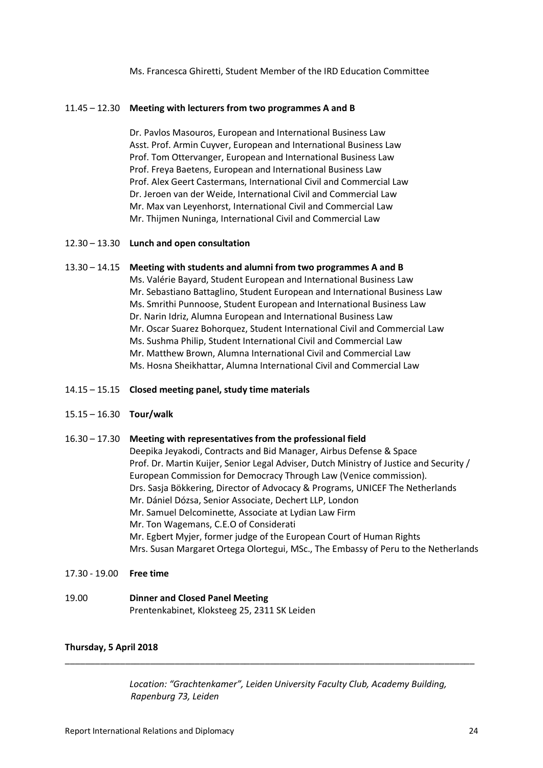Ms. Francesca Ghiretti, Student Member of the IRD Education Committee

11.45 – 12.30 **Meeting with lecturers from two programmes A and B**

Dr. Pavlos Masouros, European and International Business Law
Asst. Prof. Armin Cuyver, European and International Business Law
Prof. Tom Ottervanger, European and International Business Law
Prof. Freya Baetens, European and International Business Law
Prof. Alex Geert Castermans, International Civil and Commercial Law
Dr. Jeroen van der Weide, International Civil and Commercial Law
Mr. Max van Leyenhorst, International Civil and Commercial Law
Mr. Thijmen Nuninga, International Civil and Commercial Law

12.30 – 13.30 **Lunch and open consultation**

13.30 – 14.15 **Meeting with students and alumni from two programmes A and B**

Ms. Valérie Bayard, Student European and International Business Law
Mr. Sebastiano Battaglino, Student European and International Business Law
Ms. Smrithi Punnoose, Student European and International Business Law
Dr. Narin Idriz, Alumna European and International Business Law
Mr. Oscar Suarez Bohorquez, Student International Civil and Commercial Law
Ms. Sushma Philip, Student International Civil and Commercial Law
Mr. Matthew Brown, Alumna International Civil and Commercial Law
Ms. Hosna Sheikhattar, Alumna International Civil and Commercial Law

14.15 – 15.15 **Closed meeting panel, study time materials**

15.15 – 16.30 **Tour/walk**

16.30 – 17.30 **Meeting with representatives from the professional field**

Deepika Jeyakodi, Contracts and Bid Manager, Airbus Defense & Space
Prof. Dr. Martin Kuijer, Senior Legal Adviser, Dutch Ministry of Justice and Security / European Commission for Democracy Through Law (Venice commission).
Drs. Sasja Bökkering, Director of Advocacy & Programs, UNICEF The Netherlands
Mr. Dániel Dózsa, Senior Associate, Dechert LLP, London
Mr. Samuel Delcominette, Associate at Lydian Law Firm
Mr. Ton Wagemans, C.E.O of Considerati
Mr. Egbert Myjer, former judge of the European Court of Human Rights
Mrs. Susan Margaret Ortega Olortegui, MSc., The Embassy of Peru to the Netherlands

17.30 - 19.00 **Free time**

19.00 **Dinner and Closed Panel Meeting**
Prentenkabinet, Kloksteeg 25, 2311 SK Leiden

**Thursday, 5 April 2018**

---

*Location: "Grachtenkamer", Leiden University Faculty Club, Academy Building, Rapenburg 73, Leiden*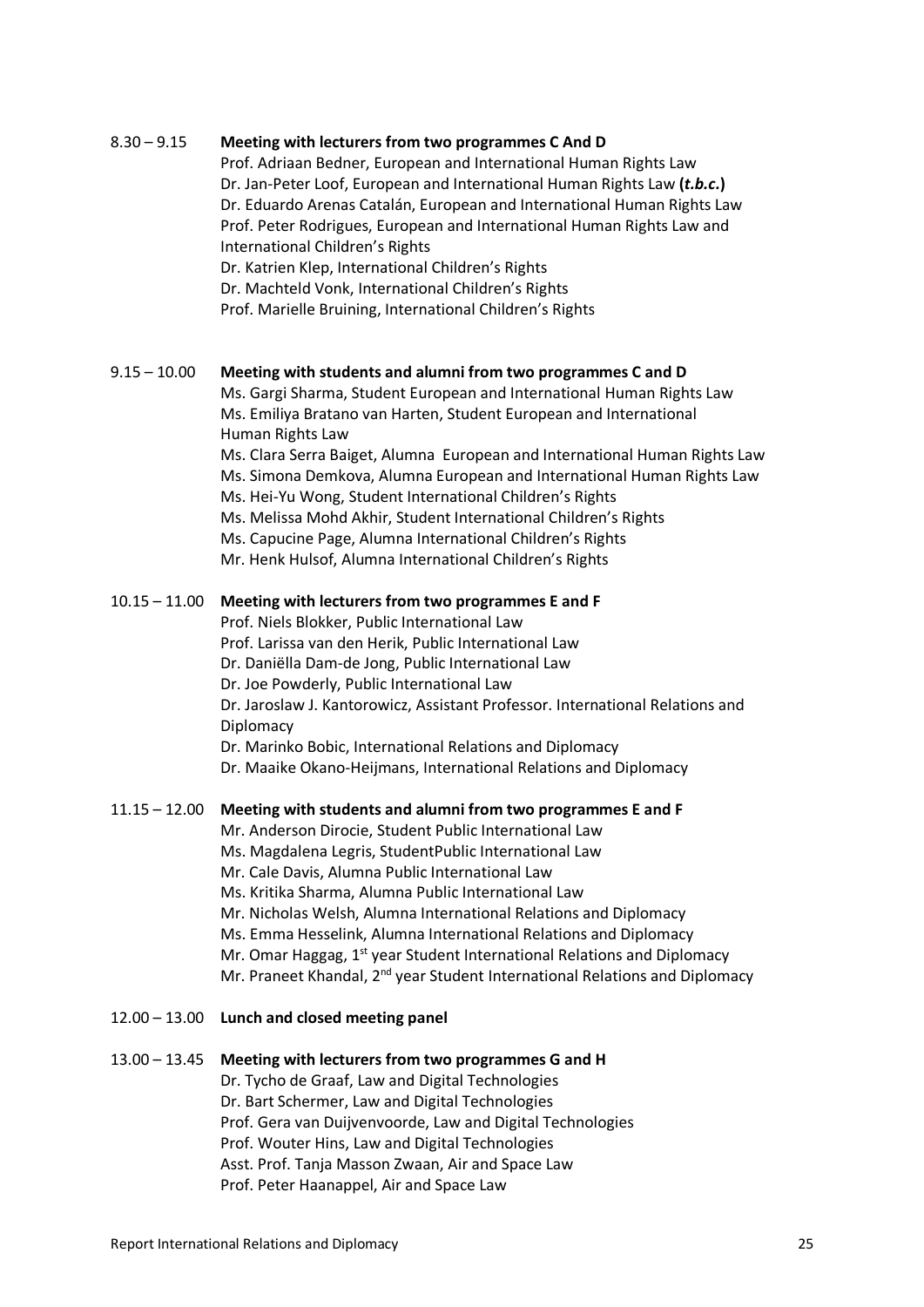8.30 – 9.15 **Meeting with lecturers from two programmes C And D**

Prof. Adriaan Bedner, European and International Human Rights Law
Dr. Jan-Peter Loof, European and International Human Rights Law **(*t.b.c.*)**
Dr. Eduardo Arenas Catalán, European and International Human Rights Law
Prof. Peter Rodrigues, European and International Human Rights Law and International Children's Rights
Dr. Katrien Klep, International Children's Rights
Dr. Machteld Vonk, International Children's Rights
Prof. Marielle Bruining, International Children's Rights

9.15 – 10.00 **Meeting with students and alumni from two programmes C and D**

Ms. Gargi Sharma, Student European and International Human Rights Law
Ms. Emiliya Bratano van Harten, Student European and International Human Rights Law
Ms. Clara Serra Baiget, Alumna European and International Human Rights Law
Ms. Simona Demkova, Alumna European and International Human Rights Law
Ms. Hei-Yu Wong, Student International Children's Rights
Ms. Melissa Mohd Akhir, Student International Children's Rights
Ms. Capucine Page, Alumna International Children's Rights
Mr. Henk Hulsof, Alumna International Children's Rights

10.15 – 11.00 **Meeting with lecturers from two programmes E and F**

Prof. Niels Blokker, Public International Law
Prof. Larissa van den Herik, Public International Law
Dr. Daniëlla Dam-de Jong, Public International Law
Dr. Joe Powderly, Public International Law
Dr. Jaroslaw J. Kantorowicz, Assistant Professor. International Relations and Diplomacy
Dr. Marinko Bobic, International Relations and Diplomacy
Dr. Maaike Okano-Heijmans, International Relations and Diplomacy

11.15 – 12.00 **Meeting with students and alumni from two programmes E and F**

Mr. Anderson Dirocie, Student Public International Law
Ms. Magdalena Legris, StudentPublic International Law
Mr. Cale Davis, Alumna Public International Law
Ms. Kritika Sharma, Alumna Public International Law
Mr. Nicholas Welsh, Alumna International Relations and Diplomacy
Ms. Emma Hesselink, Alumna International Relations and Diplomacy
Mr. Omar Haggag, 1st year Student International Relations and Diplomacy
Mr. Praneet Khandal, 2nd year Student International Relations and Diplomacy

12.00 – 13.00 **Lunch and closed meeting panel**

13.00 – 13.45 **Meeting with lecturers from two programmes G and H**

Dr. Tycho de Graaf, Law and Digital Technologies
Dr. Bart Schermer, Law and Digital Technologies
Prof. Gera van Duijvenvoorde, Law and Digital Technologies
Prof. Wouter Hins, Law and Digital Technologies
Asst. Prof. Tanja Masson Zwaan, Air and Space Law
Prof. Peter Haanappel, Air and Space Law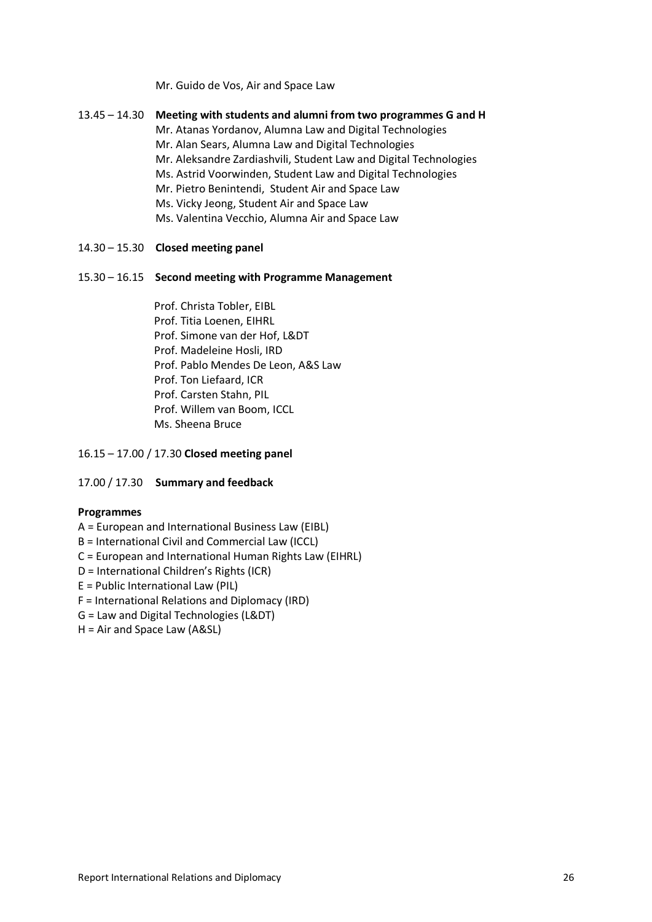Mr. Guido de Vos, Air and Space Law

13.45 – 14.30 **Meeting with students and alumni from two programmes G and H**

Mr. Atanas Yordanov, Alumna Law and Digital Technologies
Mr. Alan Sears, Alumna Law and Digital Technologies
Mr. Aleksandre Zardiashvili, Student Law and Digital Technologies
Ms. Astrid Voorwinden, Student Law and Digital Technologies
Mr. Pietro Benintendi, Student Air and Space Law
Ms. Vicky Jeong, Student Air and Space Law
Ms. Valentina Vecchio, Alumna Air and Space Law

14.30 – 15.30 **Closed meeting panel**

15.30 – 16.15 **Second meeting with Programme Management**

Prof. Christa Tobler, EIBL
Prof. Titia Loenen, EIHRL
Prof. Simone van der Hof, L&DT
Prof. Madeleine Hosli, IRD
Prof. Pablo Mendes De Leon, A&S Law
Prof. Ton Liefaard, ICR
Prof. Carsten Stahn, PIL
Prof. Willem van Boom, ICCL
Ms. Sheena Bruce

16.15 – 17.00 / 17.30 **Closed meeting panel**

17.00 / 17.30 **Summary and feedback**

**Programmes**

A = European and International Business Law (EIBL)
B = International Civil and Commercial Law (ICCL)
C = European and International Human Rights Law (EIHRL)
D = International Children's Rights (ICR)
E = Public International Law (PIL)
F = International Relations and Diplomacy (IRD)
G = Law and Digital Technologies (L&DT)
H = Air and Space Law (A&SL)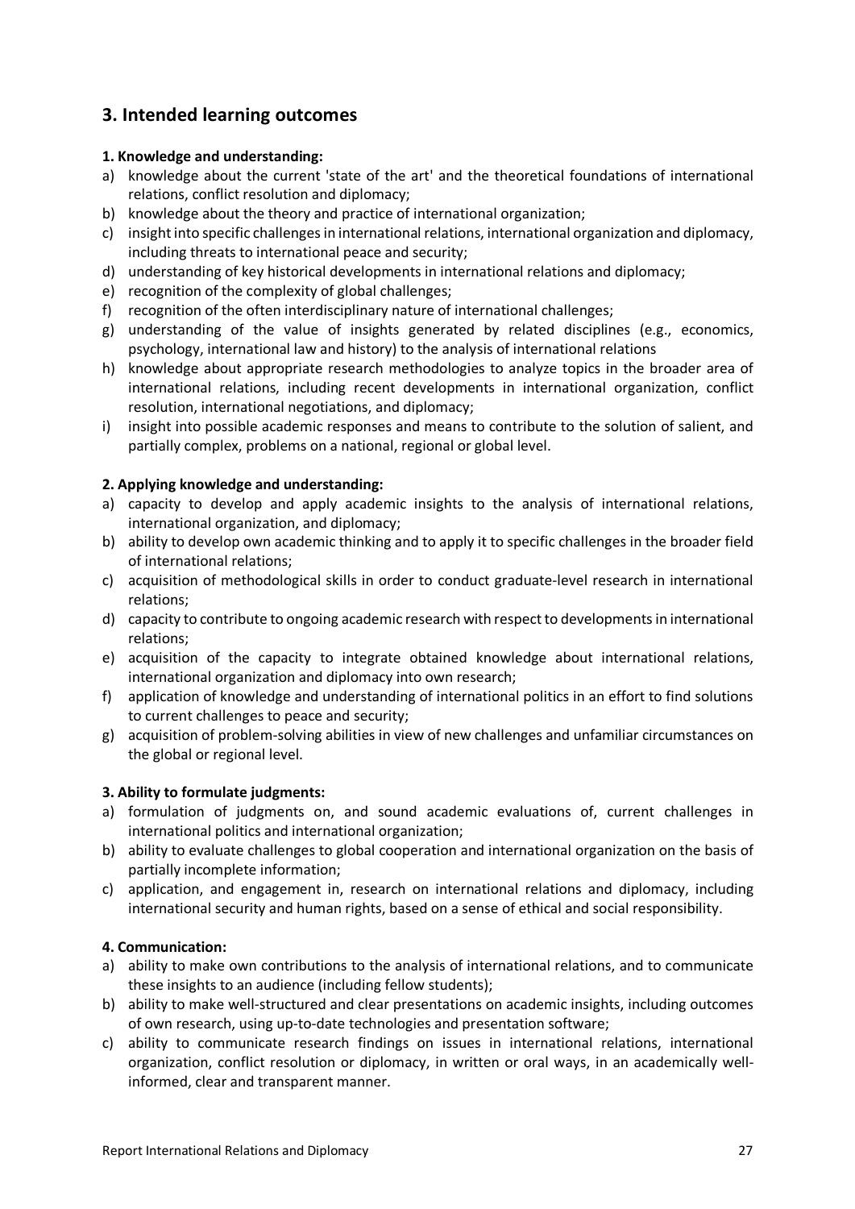## 3. Intended learning outcomes

**1. Knowledge and understanding:**

a) knowledge about the current 'state of the art' and the theoretical foundations of international relations, conflict resolution and diplomacy;
b) knowledge about the theory and practice of international organization;
c) insight into specific challenges in international relations, international organization and diplomacy, including threats to international peace and security;
d) understanding of key historical developments in international relations and diplomacy;
e) recognition of the complexity of global challenges;
f) recognition of the often interdisciplinary nature of international challenges;
g) understanding of the value of insights generated by related disciplines (e.g., economics, psychology, international law and history) to the analysis of international relations
h) knowledge about appropriate research methodologies to analyze topics in the broader area of international relations, including recent developments in international organization, conflict resolution, international negotiations, and diplomacy;
i) insight into possible academic responses and means to contribute to the solution of salient, and partially complex, problems on a national, regional or global level.

**2. Applying knowledge and understanding:**

a) capacity to develop and apply academic insights to the analysis of international relations, international organization, and diplomacy;
b) ability to develop own academic thinking and to apply it to specific challenges in the broader field of international relations;
c) acquisition of methodological skills in order to conduct graduate-level research in international relations;
d) capacity to contribute to ongoing academic research with respect to developments in international relations;
e) acquisition of the capacity to integrate obtained knowledge about international relations, international organization and diplomacy into own research;
f) application of knowledge and understanding of international politics in an effort to find solutions to current challenges to peace and security;
g) acquisition of problem-solving abilities in view of new challenges and unfamiliar circumstances on the global or regional level.

**3. Ability to formulate judgments:**

a) formulation of judgments on, and sound academic evaluations of, current challenges in international politics and international organization;
b) ability to evaluate challenges to global cooperation and international organization on the basis of partially incomplete information;
c) application, and engagement in, research on international relations and diplomacy, including international security and human rights, based on a sense of ethical and social responsibility.

**4. Communication:**

a) ability to make own contributions to the analysis of international relations, and to communicate these insights to an audience (including fellow students);
b) ability to make well-structured and clear presentations on academic insights, including outcomes of own research, using up-to-date technologies and presentation software;
c) ability to communicate research findings on issues in international relations, international organization, conflict resolution or diplomacy, in written or oral ways, in an academically well-informed, clear and transparent manner.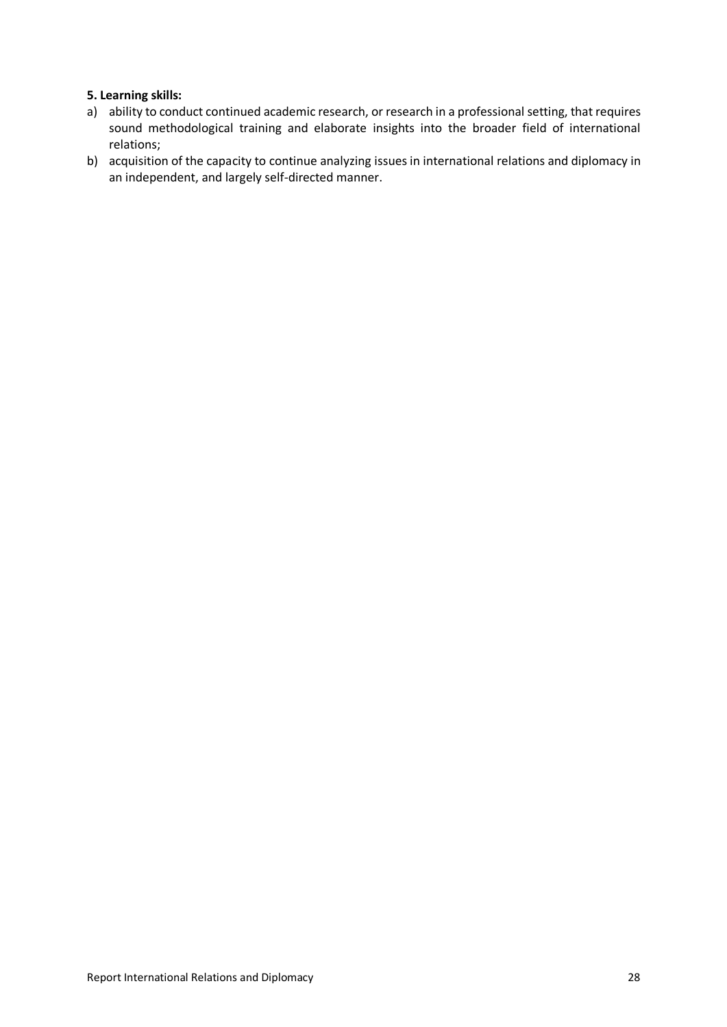**5. Learning skills:**

a) ability to conduct continued academic research, or research in a professional setting, that requires sound methodological training and elaborate insights into the broader field of international relations;

b) acquisition of the capacity to continue analyzing issues in international relations and diplomacy in an independent, and largely self-directed manner.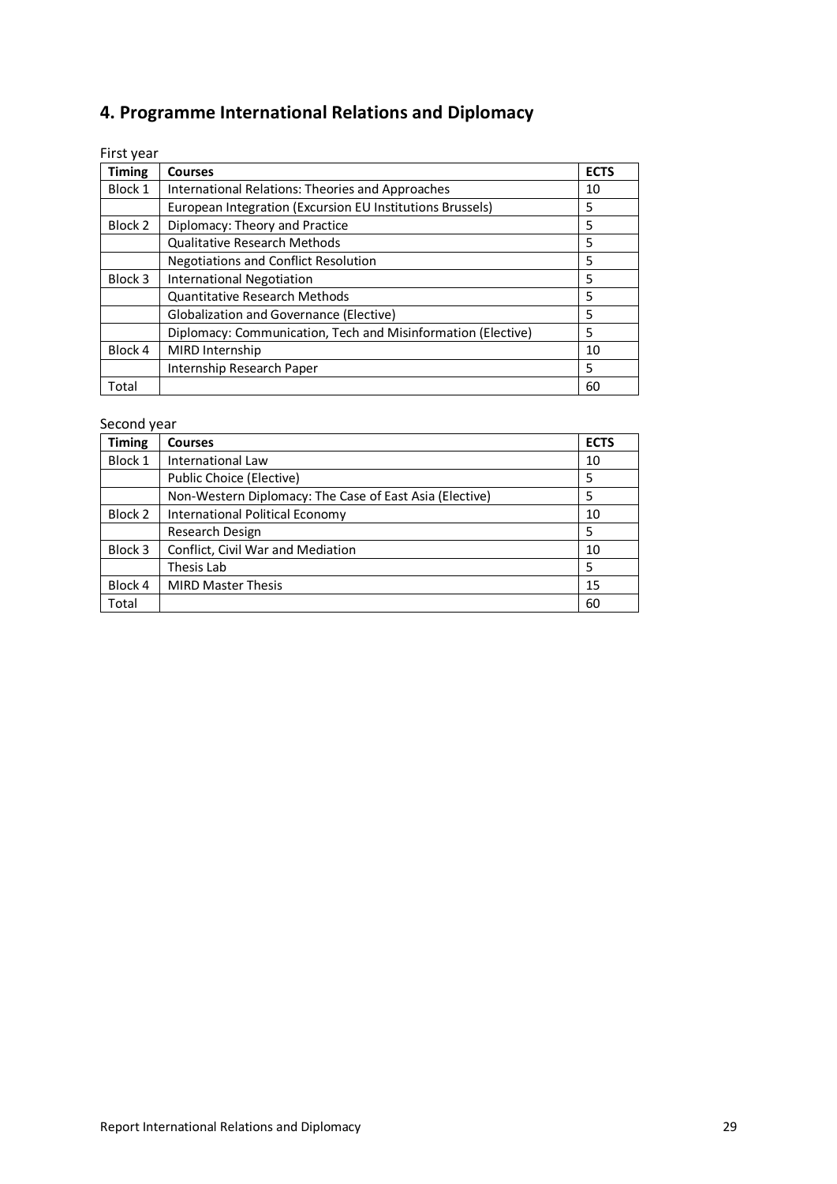## 4. Programme International Relations and Diplomacy

First year

| Timing | Courses | ECTS |
|---|---|---|
| Block 1 | International Relations: Theories and Approaches | 10 |
| | European Integration (Excursion EU Institutions Brussels) | 5 |
| Block 2 | Diplomacy: Theory and Practice | 5 |
| | Qualitative Research Methods | 5 |
| | Negotiations and Conflict Resolution | 5 |
| Block 3 | International Negotiation | 5 |
| | Quantitative Research Methods | 5 |
| | Globalization and Governance (Elective) | 5 |
| | Diplomacy: Communication, Tech and Misinformation (Elective) | 5 |
| Block 4 | MIRD Internship | 10 |
| | Internship Research Paper | 5 |
| Total | | 60 |

Second year

| Timing | Courses | ECTS |
|---|---|---|
| Block 1 | International Law | 10 |
| | Public Choice (Elective) | 5 |
| | Non-Western Diplomacy: The Case of East Asia (Elective) | 5 |
| Block 2 | International Political Economy | 10 |
| | Research Design | 5 |
| Block 3 | Conflict, Civil War and Mediation | 10 |
| | Thesis Lab | 5 |
| Block 4 | MIRD Master Thesis | 15 |
| Total | | 60 |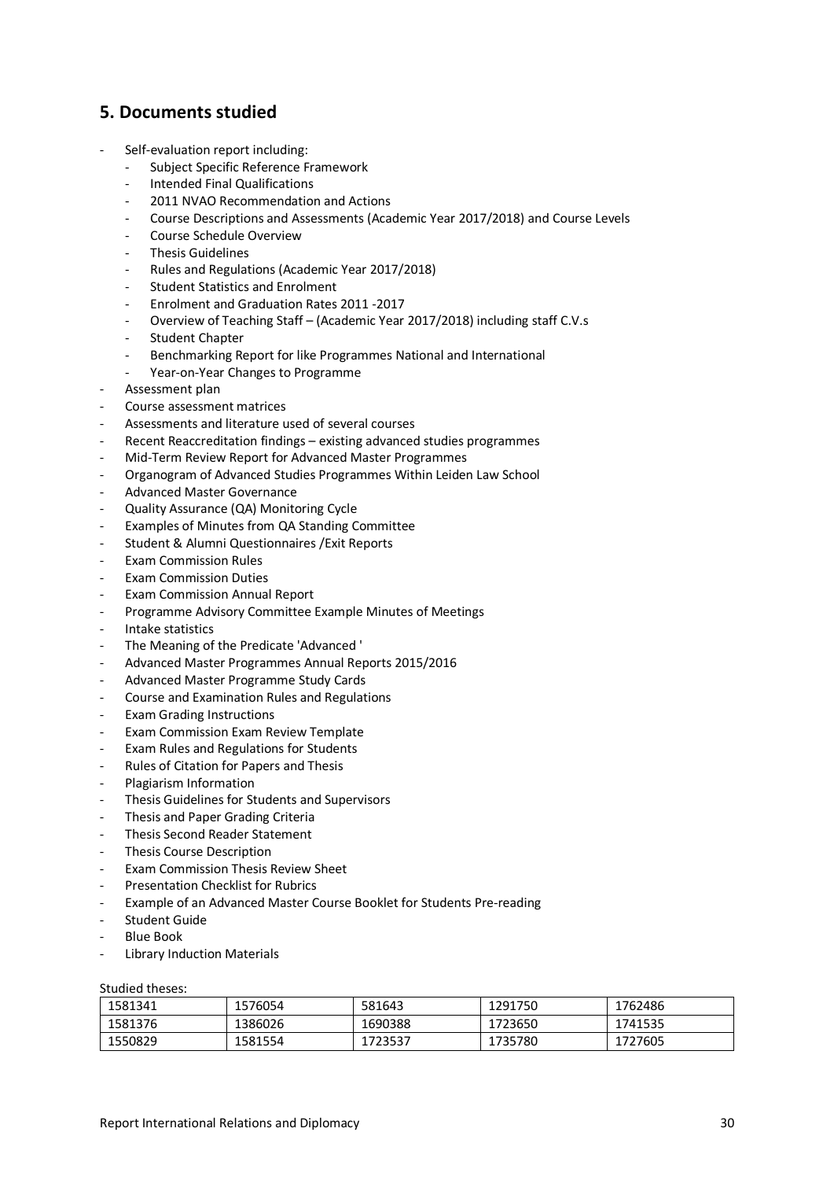## 5. Documents studied

- Self-evaluation report including:
    - Subject Specific Reference Framework
    - Intended Final Qualifications
    - 2011 NVAO Recommendation and Actions
    - Course Descriptions and Assessments (Academic Year 2017/2018) and Course Levels
    - Course Schedule Overview
    - Thesis Guidelines
    - Rules and Regulations (Academic Year 2017/2018)
    - Student Statistics and Enrolment
    - Enrolment and Graduation Rates 2011 -2017
    - Overview of Teaching Staff – (Academic Year 2017/2018) including staff C.V.s
    - Student Chapter
    - Benchmarking Report for like Programmes National and International
    - Year-on-Year Changes to Programme
- Assessment plan
- Course assessment matrices
- Assessments and literature used of several courses
- Recent Reaccreditation findings – existing advanced studies programmes
- Mid-Term Review Report for Advanced Master Programmes
- Organogram of Advanced Studies Programmes Within Leiden Law School
- Advanced Master Governance
- Quality Assurance (QA) Monitoring Cycle
- Examples of Minutes from QA Standing Committee
- Student & Alumni Questionnaires /Exit Reports
- Exam Commission Rules
- Exam Commission Duties
- Exam Commission Annual Report
- Programme Advisory Committee Example Minutes of Meetings
- Intake statistics
- The Meaning of the Predicate 'Advanced '
- Advanced Master Programmes Annual Reports 2015/2016
- Advanced Master Programme Study Cards
- Course and Examination Rules and Regulations
- Exam Grading Instructions
- Exam Commission Exam Review Template
- Exam Rules and Regulations for Students
- Rules of Citation for Papers and Thesis
- Plagiarism Information
- Thesis Guidelines for Students and Supervisors
- Thesis and Paper Grading Criteria
- Thesis Second Reader Statement
- Thesis Course Description
- Exam Commission Thesis Review Sheet
- Presentation Checklist for Rubrics
- Example of an Advanced Master Course Booklet for Students Pre-reading
- Student Guide
- Blue Book
- Library Induction Materials

Studied theses:

| | | | | |
|---|---|---|---|---|
| 1581341 | 1576054 | 581643 | 1291750 | 1762486 |
| 1581376 | 1386026 | 1690388 | 1723650 | 1741535 |
| 1550829 | 1581554 | 1723537 | 1735780 | 1727605 |